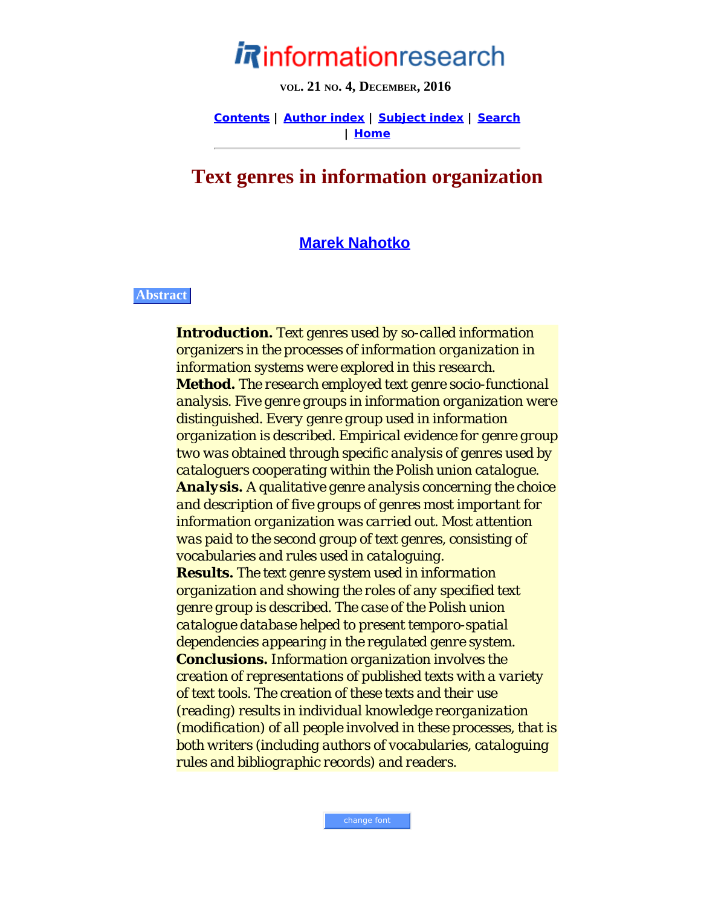# Text genres in information organization

**Marek Nahotko**

## Abstract

**Introduction.** Text genres used by so-called information organizers in the processes of information organization in information systems were explored in this research.
**Method.** The research employed text genre socio-functional analysis. Five genre groups in information organization were distinguished. Every genre group used in information organization is described. Empirical evidence for genre group two was obtained through specific analysis of genres used by cataloguers cooperating within the Polish union catalogue.
**Analysis.** A qualitative genre analysis concerning the choice and description of five groups of genres most important for information organization was carried out. Most attention was paid to the second group of text genres, consisting of vocabularies and rules used in cataloguing.
**Results.** The text genre system used in information organization and showing the roles of any specified text genre group is described. The case of the Polish union catalogue database helped to present temporo-spatial dependencies appearing in the regulated genre system.
**Conclusions.** Information organization involves the creation of representations of published texts with a variety of text tools. The creation of these texts and their use (reading) results in individual knowledge reorganization (modification) of all people involved in these processes, that is both writers (including authors of vocabularies, cataloguing rules and bibliographic records) and readers.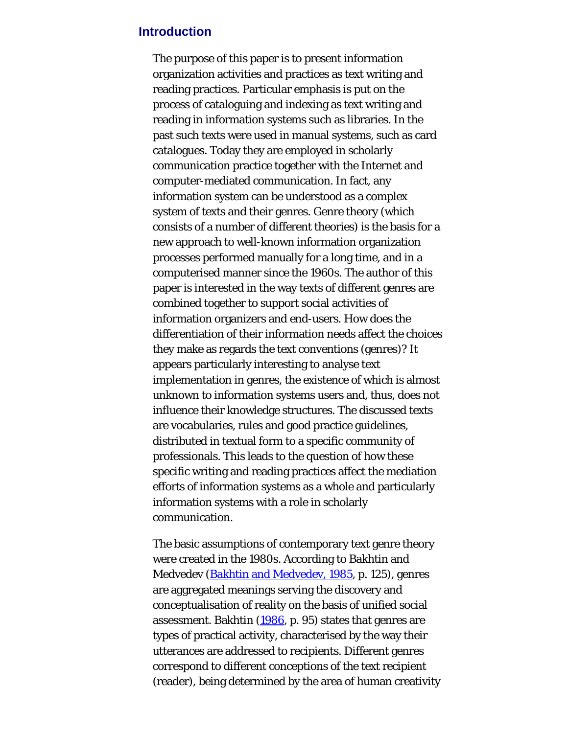## Introduction

The purpose of this paper is to present information organization activities and practices as text writing and reading practices. Particular emphasis is put on the process of cataloguing and indexing as text writing and reading in information systems such as libraries. In the past such texts were used in manual systems, such as card catalogues. Today they are employed in scholarly communication practice together with the Internet and computer-mediated communication. In fact, any information system can be understood as a complex system of texts and their genres. Genre theory (which consists of a number of different theories) is the basis for a new approach to well-known information organization processes performed manually for a long time, and in a computerised manner since the 1960s. The author of this paper is interested in the way texts of different genres are combined together to support social activities of information organizers and end-users. How does the differentiation of their information needs affect the choices they make as regards the text conventions (genres)? It appears particularly interesting to analyse text implementation in genres, the existence of which is almost unknown to information systems users and, thus, does not influence their knowledge structures. The discussed texts are vocabularies, rules and good practice guidelines, distributed in textual form to a specific community of professionals. This leads to the question of how these specific writing and reading practices affect the mediation efforts of information systems as a whole and particularly information systems with a role in scholarly communication.

The basic assumptions of contemporary text genre theory were created in the 1980s. According to Bakhtin and Medvedev (Bakhtin and Medvedev, 1985, p. 125), genres are aggregated meanings serving the discovery and conceptualisation of reality on the basis of unified social assessment. Bakhtin (1986, p. 95) states that genres are types of practical activity, characterised by the way their utterances are addressed to recipients. Different genres correspond to different conceptions of the text recipient (reader), being determined by the area of human creativity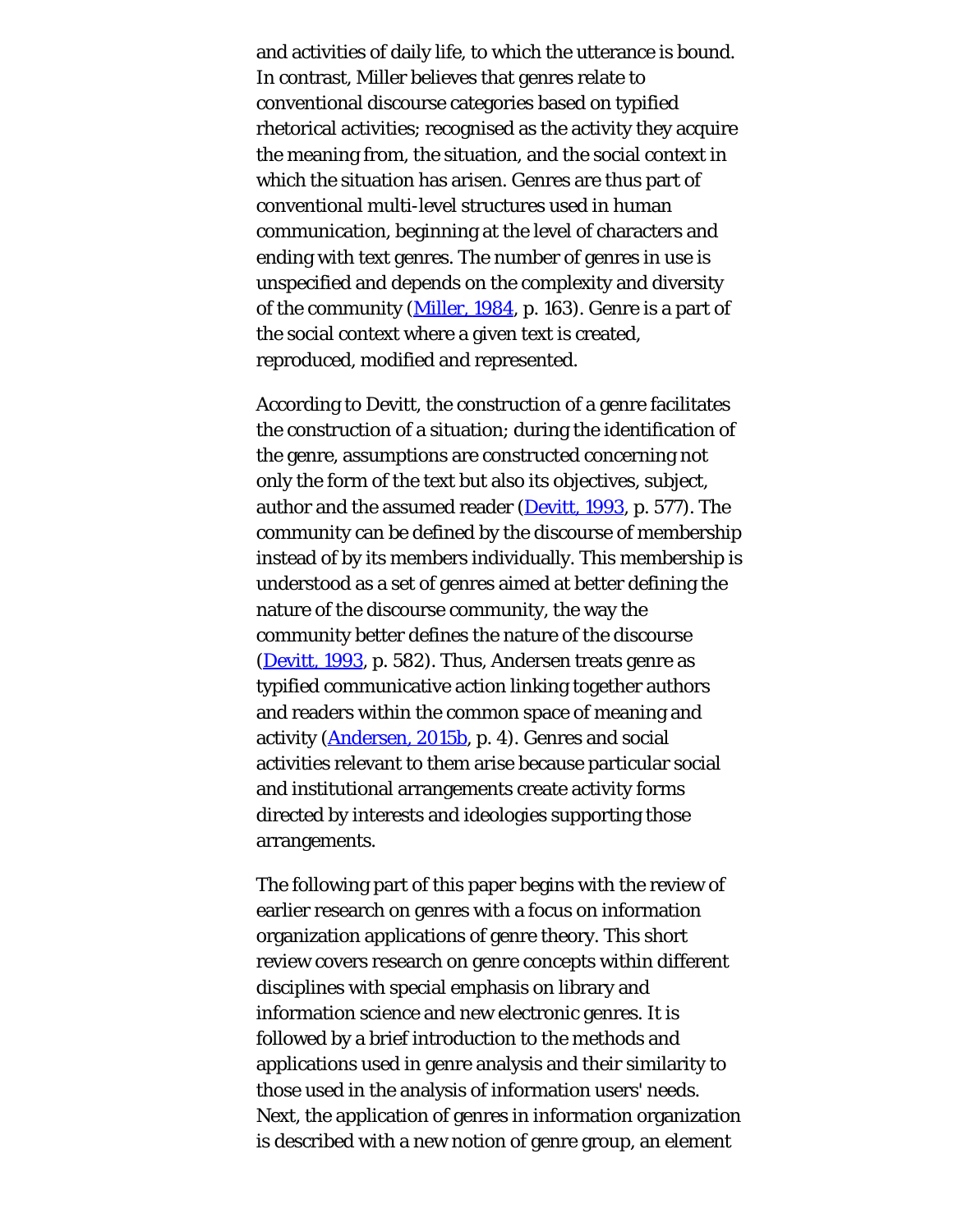and activities of daily life, to which the utterance is bound. In contrast, Miller believes that genres relate to conventional discourse categories based on typified rhetorical activities; recognised as the activity they acquire the meaning from, the situation, and the social context in which the situation has arisen. Genres are thus part of conventional multi-level structures used in human communication, beginning at the level of characters and ending with text genres. The number of genres in use is unspecified and depends on the complexity and diversity of the community (Miller, 1984, p. 163). Genre is a part of the social context where a given text is created, reproduced, modified and represented.

According to Devitt, the construction of a genre facilitates the construction of a situation; during the identification of the genre, assumptions are constructed concerning not only the form of the text but also its objectives, subject, author and the assumed reader (Devitt, 1993, p. 577). The community can be defined by the discourse of membership instead of by its members individually. This membership is understood as a set of genres aimed at better defining the nature of the discourse community, the way the community better defines the nature of the discourse (Devitt, 1993, p. 582). Thus, Andersen treats genre as typified communicative action linking together authors and readers within the common space of meaning and activity (Andersen, 2015b, p. 4). Genres and social activities relevant to them arise because particular social and institutional arrangements create activity forms directed by interests and ideologies supporting those arrangements.

The following part of this paper begins with the review of earlier research on genres with a focus on information organization applications of genre theory. This short review covers research on genre concepts within different disciplines with special emphasis on library and information science and new electronic genres. It is followed by a brief introduction to the methods and applications used in genre analysis and their similarity to those used in the analysis of information users' needs. Next, the application of genres in information organization is described with a new notion of genre group, an element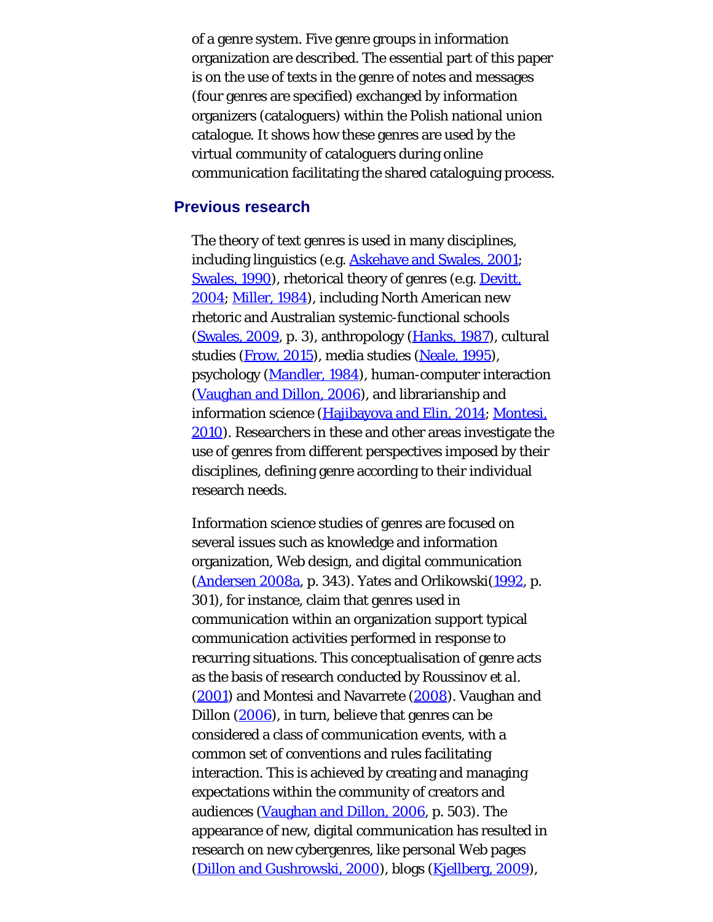of a genre system. Five genre groups in information organization are described. The essential part of this paper is on the use of texts in the genre of notes and messages (four genres are specified) exchanged by information organizers (cataloguers) within the Polish national union catalogue. It shows how these genres are used by the virtual community of cataloguers during online communication facilitating the shared cataloguing process.

## Previous research

The theory of text genres is used in many disciplines, including linguistics (e.g. Askehave and Swales, 2001; Swales, 1990), rhetorical theory of genres (e.g. Devitt, 2004; Miller, 1984), including North American new rhetoric and Australian systemic-functional schools (Swales, 2009, p. 3), anthropology (Hanks, 1987), cultural studies (Frow, 2015), media studies (Neale, 1995), psychology (Mandler, 1984), human-computer interaction (Vaughan and Dillon, 2006), and librarianship and information science (Hajibayova and Elin, 2014; Montesi, 2010). Researchers in these and other areas investigate the use of genres from different perspectives imposed by their disciplines, defining genre according to their individual research needs.

Information science studies of genres are focused on several issues such as knowledge and information organization, Web design, and digital communication (Andersen 2008a, p. 343). Yates and Orlikowski(1992, p. 301), for instance, claim that genres used in communication within an organization support typical communication activities performed in response to recurring situations. This conceptualisation of genre acts as the basis of research conducted by Roussinov et al. (2001) and Montesi and Navarrete (2008). Vaughan and Dillon (2006), in turn, believe that genres can be considered a class of communication events, with a common set of conventions and rules facilitating interaction. This is achieved by creating and managing expectations within the community of creators and audiences (Vaughan and Dillon, 2006, p. 503). The appearance of new, digital communication has resulted in research on new cybergenres, like personal Web pages (Dillon and Gushrowski, 2000), blogs (Kjellberg, 2009),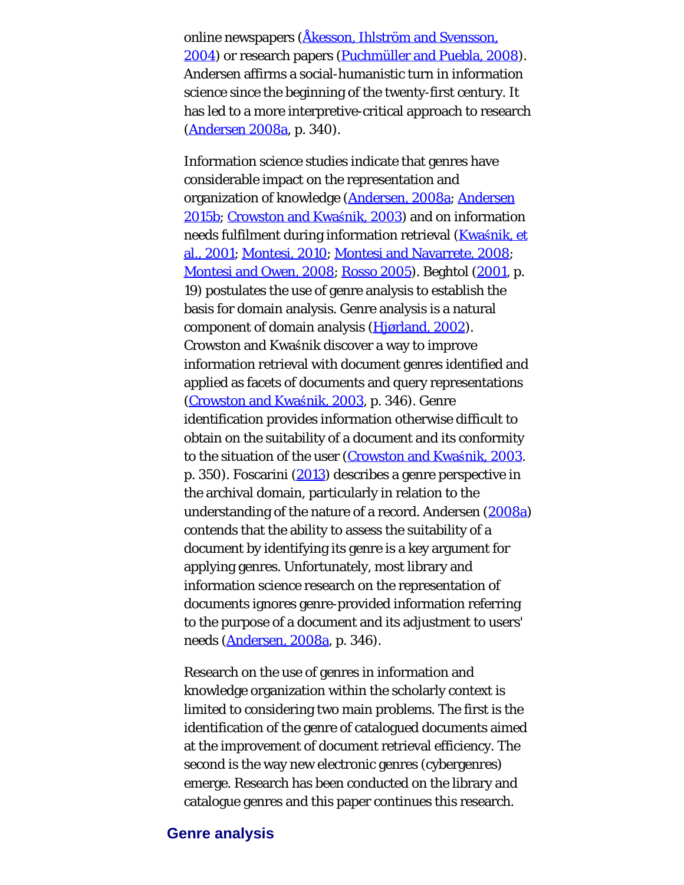online newspapers (Åkesson, Ihlström and Svensson, 2004) or research papers (Puchmüller and Puebla, 2008). Andersen affirms a social-humanistic turn in information science since the beginning of the twenty-first century. It has led to a more interpretive-critical approach to research (Andersen 2008a, p. 340).

Information science studies indicate that genres have considerable impact on the representation and organization of knowledge (Andersen, 2008a; Andersen 2015b; Crowston and Kwaśnik, 2003) and on information needs fulfilment during information retrieval (Kwaśnik, et al., 2001; Montesi, 2010; Montesi and Navarrete, 2008; Montesi and Owen, 2008; Rosso 2005). Beghtol (2001, p. 19) postulates the use of genre analysis to establish the basis for domain analysis. Genre analysis is a natural component of domain analysis (Hjørland, 2002). Crowston and Kwaśnik discover a way to improve information retrieval with document genres identified and applied as facets of documents and query representations (Crowston and Kwaśnik, 2003, p. 346). Genre identification provides information otherwise difficult to obtain on the suitability of a document and its conformity to the situation of the user (Crowston and Kwaśnik, 2003. p. 350). Foscarini (2013) describes a genre perspective in the archival domain, particularly in relation to the understanding of the nature of a record. Andersen (2008a) contends that the ability to assess the suitability of a document by identifying its genre is a key argument for applying genres. Unfortunately, most library and information science research on the representation of documents ignores genre-provided information referring to the purpose of a document and its adjustment to users' needs (Andersen, 2008a, p. 346).

Research on the use of genres in information and knowledge organization within the scholarly context is limited to considering two main problems. The first is the identification of the genre of catalogued documents aimed at the improvement of document retrieval efficiency. The second is the way new electronic genres (cybergenres) emerge. Research has been conducted on the library and catalogue genres and this paper continues this research.

## Genre analysis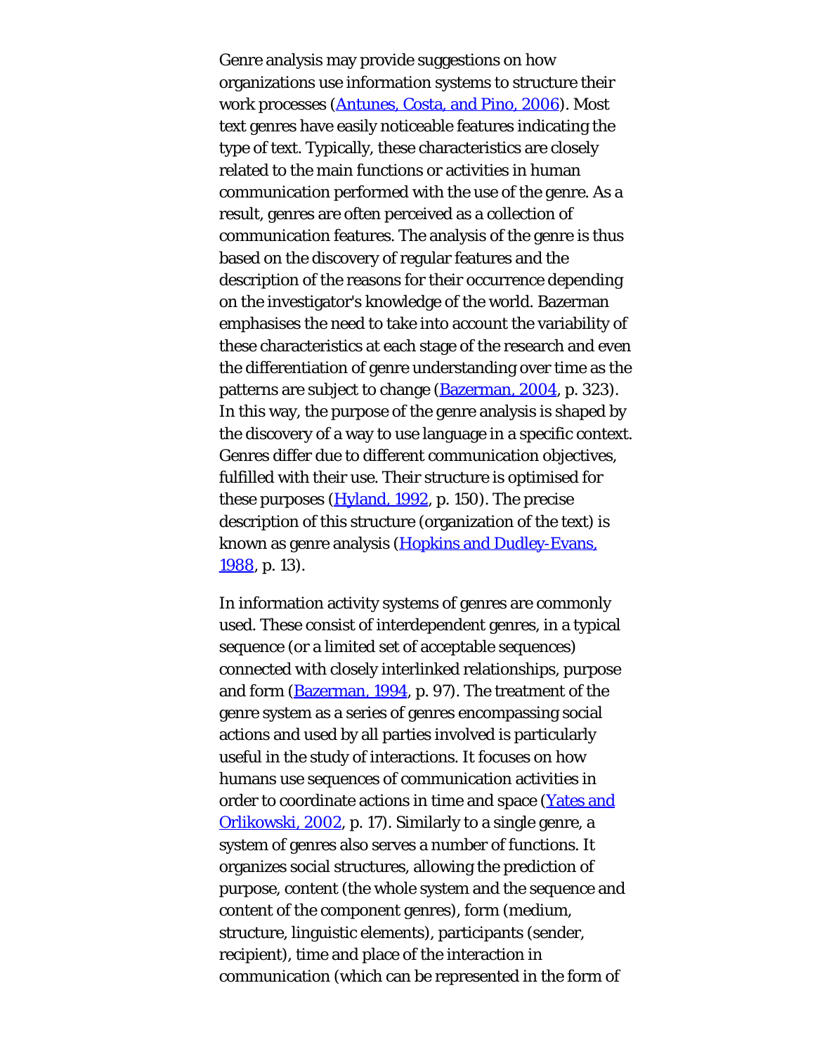Genre analysis may provide suggestions on how organizations use information systems to structure their work processes (Antunes, Costa, and Pino, 2006). Most text genres have easily noticeable features indicating the type of text. Typically, these characteristics are closely related to the main functions or activities in human communication performed with the use of the genre. As a result, genres are often perceived as a collection of communication features. The analysis of the genre is thus based on the discovery of regular features and the description of the reasons for their occurrence depending on the investigator's knowledge of the world. Bazerman emphasises the need to take into account the variability of these characteristics at each stage of the research and even the differentiation of genre understanding over time as the patterns are subject to change (Bazerman, 2004, p. 323). In this way, the purpose of the genre analysis is shaped by the discovery of a way to use language in a specific context. Genres differ due to different communication objectives, fulfilled with their use. Their structure is optimised for these purposes (Hyland, 1992, p. 150). The precise description of this structure (organization of the text) is known as genre analysis (Hopkins and Dudley-Evans, 1988, p. 13).

In information activity systems of genres are commonly used. These consist of interdependent genres, in a typical sequence (or a limited set of acceptable sequences) connected with closely interlinked relationships, purpose and form (Bazerman, 1994, p. 97). The treatment of the genre system as a series of genres encompassing social actions and used by all parties involved is particularly useful in the study of interactions. It focuses on how humans use sequences of communication activities in order to coordinate actions in time and space (Yates and Orlikowski, 2002, p. 17). Similarly to a single genre, a system of genres also serves a number of functions. It organizes social structures, allowing the prediction of purpose, content (the whole system and the sequence and content of the component genres), form (medium, structure, linguistic elements), participants (sender, recipient), time and place of the interaction in communication (which can be represented in the form of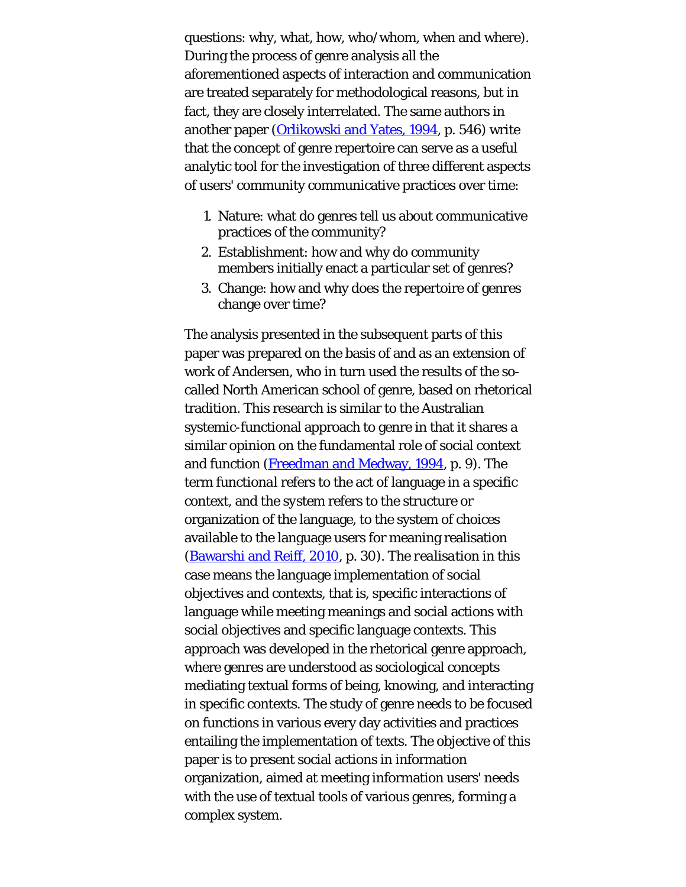questions: why, what, how, who/whom, when and where). During the process of genre analysis all the aforementioned aspects of interaction and communication are treated separately for methodological reasons, but in fact, they are closely interrelated. The same authors in another paper (Orlikowski and Yates, 1994, p. 546) write that the concept of genre repertoire can serve as a useful analytic tool for the investigation of three different aspects of users' community communicative practices over time:

1. Nature: what do genres tell us about communicative practices of the community?
2. Establishment: how and why do community members initially enact a particular set of genres?
3. Change: how and why does the repertoire of genres change over time?

The analysis presented in the subsequent parts of this paper was prepared on the basis of and as an extension of work of Andersen, who in turn used the results of the so-called North American school of genre, based on rhetorical tradition. This research is similar to the Australian systemic-functional approach to genre in that it shares a similar opinion on the fundamental role of social context and function (Freedman and Medway, 1994, p. 9). The term *functional* refers to the act of language in a specific context, and the *system* refers to the structure or organization of the language, to the system of choices available to the language users for meaning realisation (Bawarshi and Reiff, 2010, p. 30). The *realisation* in this case means the language implementation of social objectives and contexts, that is, specific interactions of language while meeting meanings and social actions with social objectives and specific language contexts. This approach was developed in the rhetorical genre approach, where genres are understood as sociological concepts mediating textual forms of being, knowing, and interacting in specific contexts. The study of genre needs to be focused on functions in various every day activities and practices entailing the implementation of texts. The objective of this paper is to present social actions in information organization, aimed at meeting information users' needs with the use of textual tools of various genres, forming a complex system.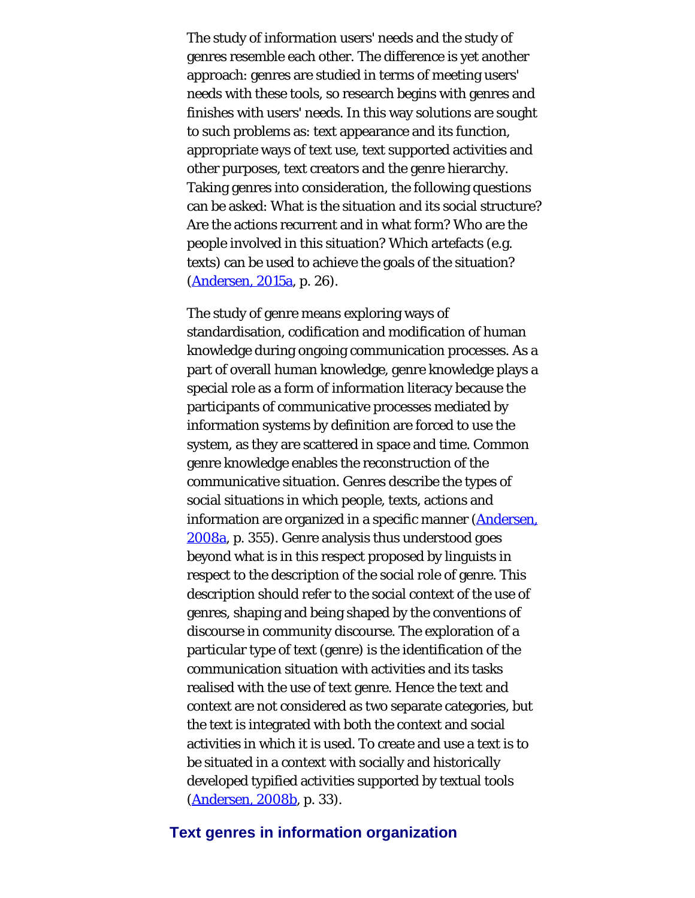The study of information users' needs and the study of genres resemble each other. The difference is yet another approach: genres are studied in terms of meeting users' needs with these tools, so research begins with genres and finishes with users' needs. In this way solutions are sought to such problems as: text appearance and its function, appropriate ways of text use, text supported activities and other purposes, text creators and the genre hierarchy. Taking genres into consideration, the following questions can be asked: What is the situation and its social structure? Are the actions recurrent and in what form? Who are the people involved in this situation? Which artefacts (e.g. texts) can be used to achieve the goals of the situation? (Andersen, 2015a, p. 26).

The study of genre means exploring ways of standardisation, codification and modification of human knowledge during ongoing communication processes. As a part of overall human knowledge, genre knowledge plays a special role as a form of information literacy because the participants of communicative processes mediated by information systems by definition are forced to use the system, as they are scattered in space and time. Common genre knowledge enables the reconstruction of the communicative situation. Genres describe the types of social situations in which people, texts, actions and information are organized in a specific manner (Andersen, 2008a, p. 355). Genre analysis thus understood goes beyond what is in this respect proposed by linguists in respect to the description of the social role of genre. This description should refer to the social context of the use of genres, shaping and being shaped by the conventions of discourse in community discourse. The exploration of a particular type of text (genre) is the identification of the communication situation with activities and its tasks realised with the use of text genre. Hence the text and context are not considered as two separate categories, but the text is integrated with both the context and social activities in which it is used. To create and use a text is to be situated in a context with socially and historically developed typified activities supported by textual tools (Andersen, 2008b, p. 33).

## Text genres in information organization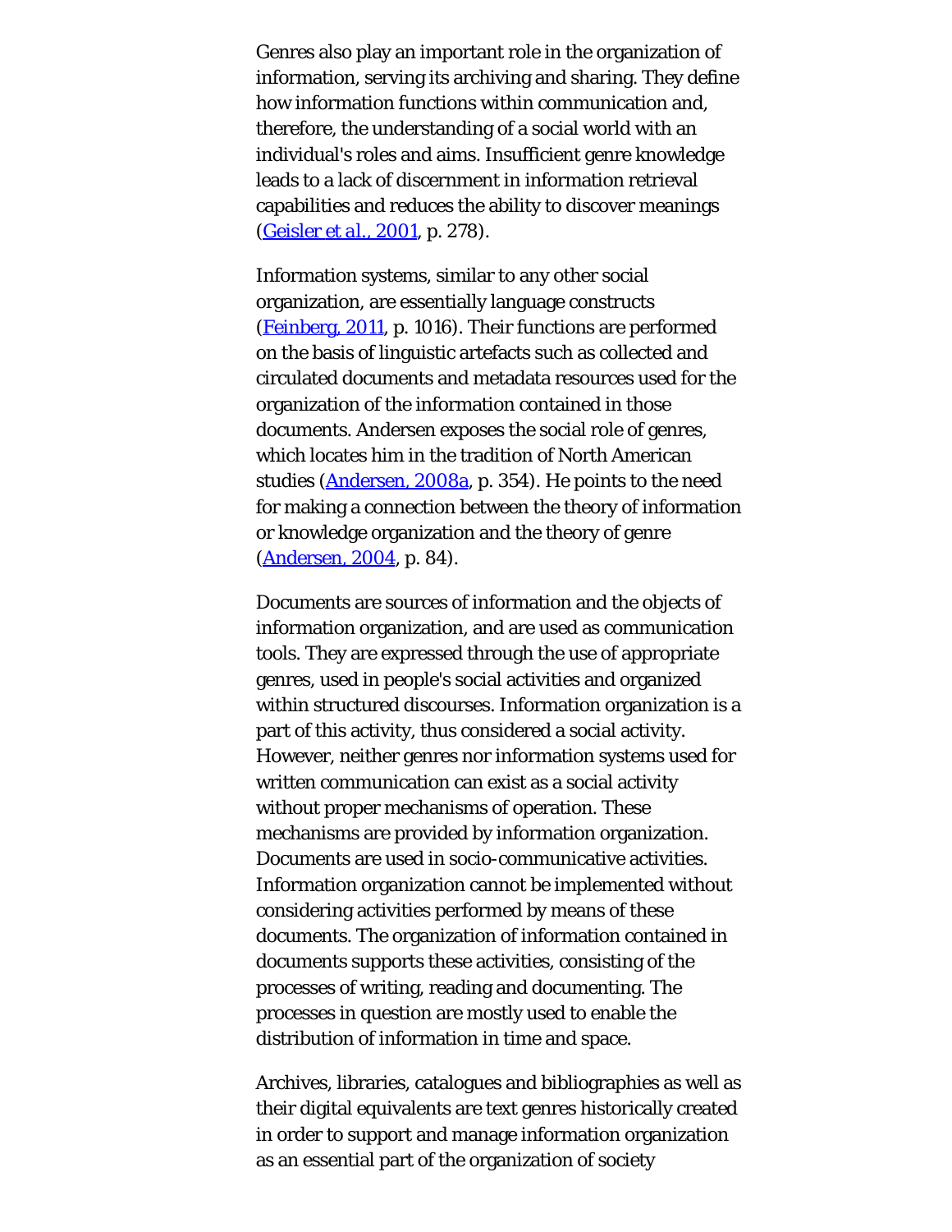Genres also play an important role in the organization of information, serving its archiving and sharing. They define how information functions within communication and, therefore, the understanding of a social world with an individual's roles and aims. Insufficient genre knowledge leads to a lack of discernment in information retrieval capabilities and reduces the ability to discover meanings (Geisler *et al.*, 2001, p. 278).

Information systems, similar to any other social organization, are essentially language constructs (Feinberg, 2011, p. 1016). Their functions are performed on the basis of linguistic artefacts such as collected and circulated documents and metadata resources used for the organization of the information contained in those documents. Andersen exposes the social role of genres, which locates him in the tradition of North American studies (Andersen, 2008a, p. 354). He points to the need for making a connection between the theory of information or knowledge organization and the theory of genre (Andersen, 2004, p. 84).

Documents are sources of information and the objects of information organization, and are used as communication tools. They are expressed through the use of appropriate genres, used in people's social activities and organized within structured discourses. Information organization is a part of this activity, thus considered a social activity. However, neither genres nor information systems used for written communication can exist as a social activity without proper mechanisms of operation. These mechanisms are provided by information organization. Documents are used in socio-communicative activities. Information organization cannot be implemented without considering activities performed by means of these documents. The organization of information contained in documents supports these activities, consisting of the processes of writing, reading and documenting. The processes in question are mostly used to enable the distribution of information in time and space.

Archives, libraries, catalogues and bibliographies as well as their digital equivalents are text genres historically created in order to support and manage information organization as an essential part of the organization of society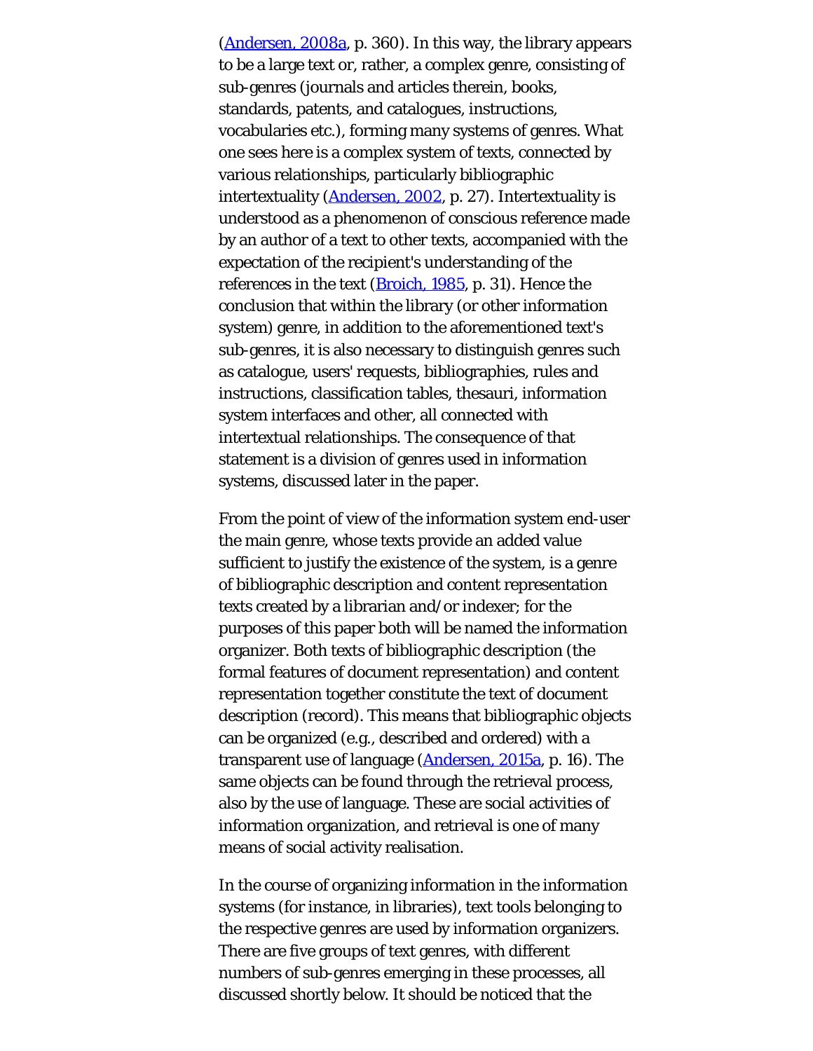(Andersen, 2008a, p. 360). In this way, the library appears to be a large text or, rather, a complex genre, consisting of sub-genres (journals and articles therein, books, standards, patents, and catalogues, instructions, vocabularies etc.), forming many systems of genres. What one sees here is a complex system of texts, connected by various relationships, particularly bibliographic intertextuality (Andersen, 2002, p. 27). Intertextuality is understood as a phenomenon of conscious reference made by an author of a text to other texts, accompanied with the expectation of the recipient's understanding of the references in the text (Broich, 1985, p. 31). Hence the conclusion that within the library (or other information system) genre, in addition to the aforementioned text's sub-genres, it is also necessary to distinguish genres such as catalogue, users' requests, bibliographies, rules and instructions, classification tables, thesauri, information system interfaces and other, all connected with intertextual relationships. The consequence of that statement is a division of genres used in information systems, discussed later in the paper.

From the point of view of the information system end-user the main genre, whose texts provide an added value sufficient to justify the existence of the system, is a genre of bibliographic description and content representation texts created by a librarian and/or indexer; for the purposes of this paper both will be named the information organizer. Both texts of bibliographic description (the formal features of document representation) and content representation together constitute the text of document description (record). This means that bibliographic objects can be organized (e.g., described and ordered) with a transparent use of language (Andersen, 2015a, p. 16). The same objects can be found through the retrieval process, also by the use of language. These are social activities of information organization, and retrieval is one of many means of social activity realisation.

In the course of organizing information in the information systems (for instance, in libraries), text tools belonging to the respective genres are used by information organizers. There are five groups of text genres, with different numbers of sub-genres emerging in these processes, all discussed shortly below. It should be noticed that the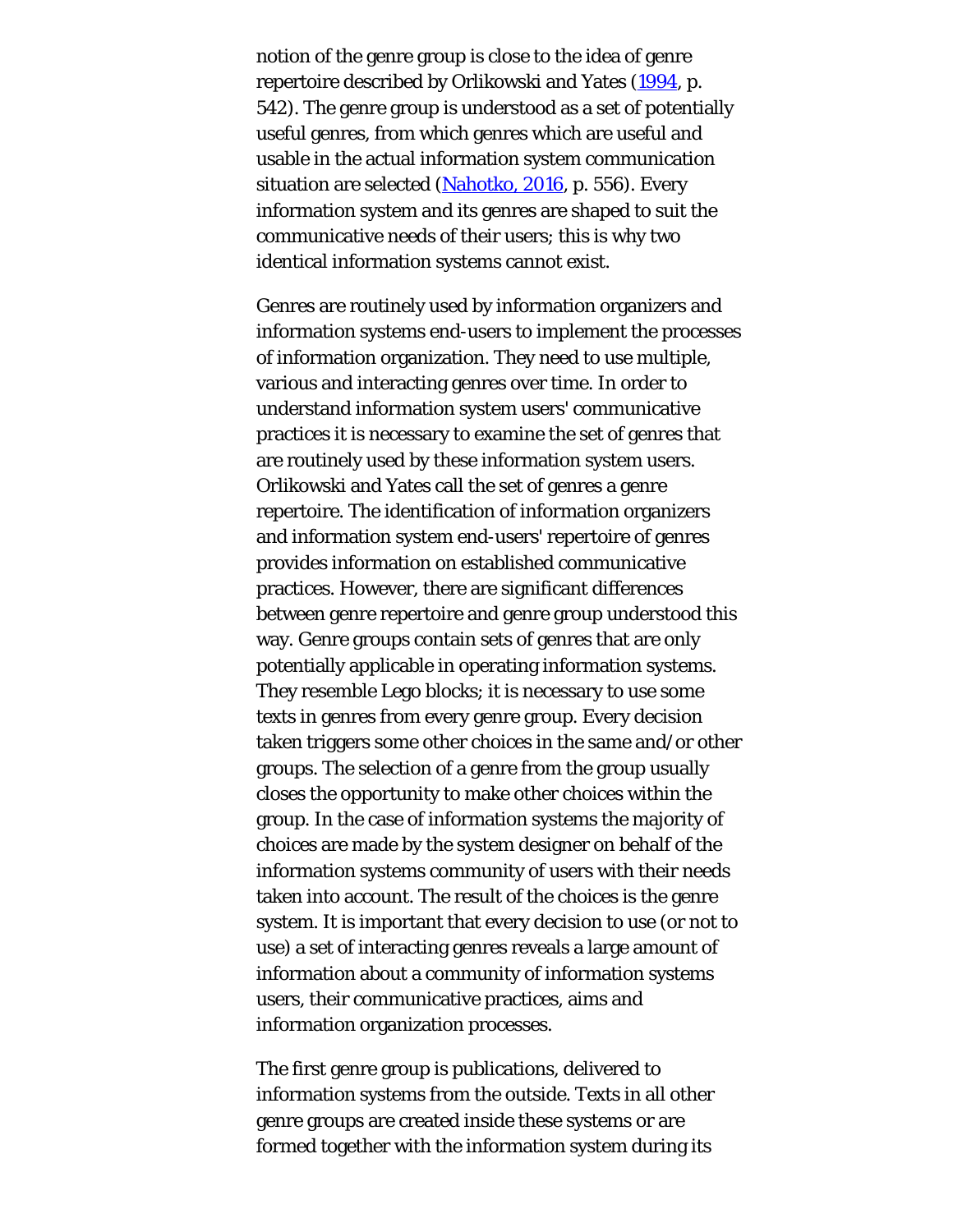notion of the genre group is close to the idea of genre repertoire described by Orlikowski and Yates (1994, p. 542). The genre group is understood as a set of potentially useful genres, from which genres which are useful and usable in the actual information system communication situation are selected (Nahotko, 2016, p. 556). Every information system and its genres are shaped to suit the communicative needs of their users; this is why two identical information systems cannot exist.

Genres are routinely used by information organizers and information systems end-users to implement the processes of information organization. They need to use multiple, various and interacting genres over time. In order to understand information system users' communicative practices it is necessary to examine the set of genres that are routinely used by these information system users. Orlikowski and Yates call the set of genres a genre repertoire. The identification of information organizers and information system end-users' repertoire of genres provides information on established communicative practices. However, there are significant differences between genre repertoire and genre group understood this way. Genre groups contain sets of genres that are only potentially applicable in operating information systems. They resemble Lego blocks; it is necessary to use some texts in genres from every genre group. Every decision taken triggers some other choices in the same and/or other groups. The selection of a genre from the group usually closes the opportunity to make other choices within the group. In the case of information systems the majority of choices are made by the system designer on behalf of the information systems community of users with their needs taken into account. The result of the choices is the genre system. It is important that every decision to use (or not to use) a set of interacting genres reveals a large amount of information about a community of information systems users, their communicative practices, aims and information organization processes.

The first genre group is publications, delivered to information systems from the outside. Texts in all other genre groups are created inside these systems or are formed together with the information system during its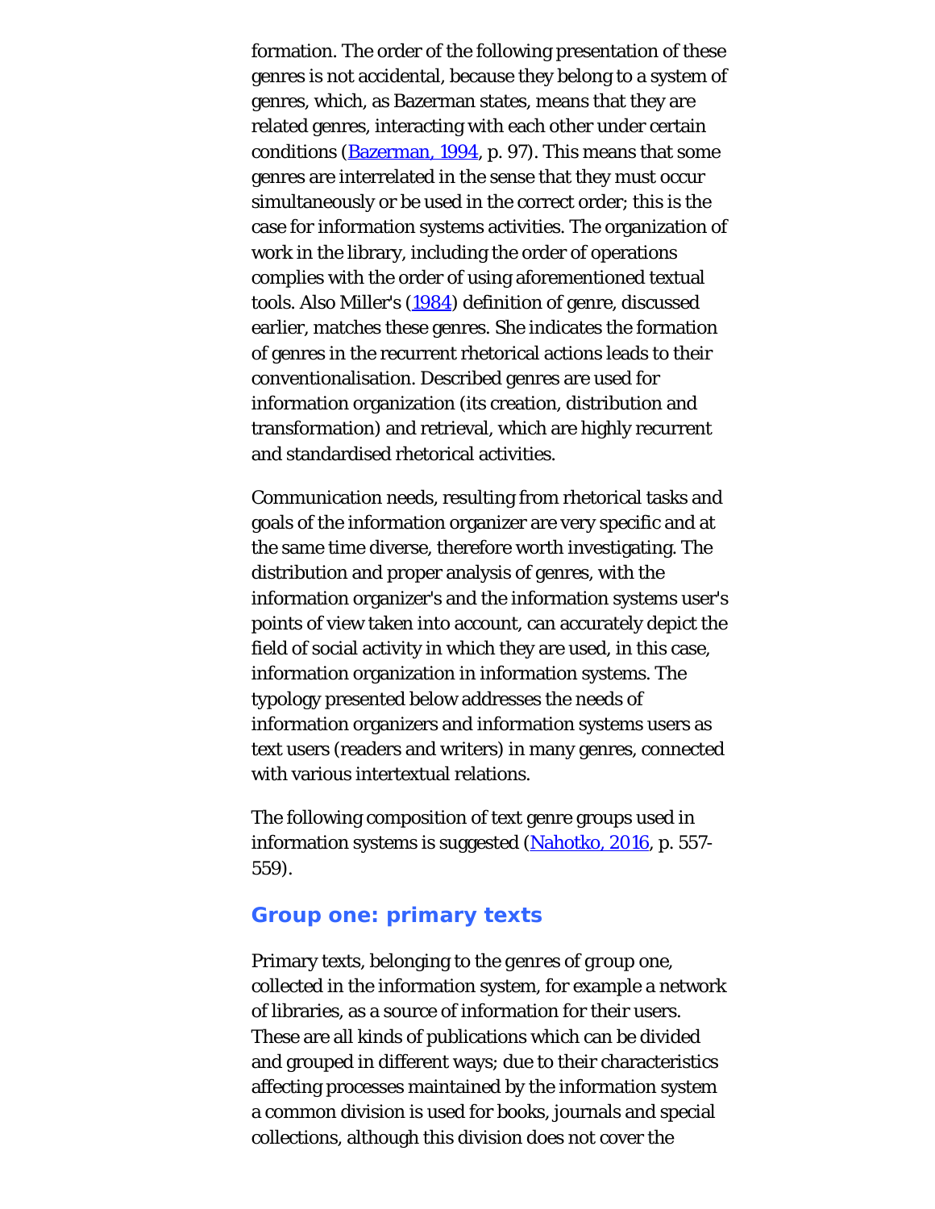formation. The order of the following presentation of these genres is not accidental, because they belong to a system of genres, which, as Bazerman states, means that they are related genres, interacting with each other under certain conditions (Bazerman, 1994, p. 97). This means that some genres are interrelated in the sense that they must occur simultaneously or be used in the correct order; this is the case for information systems activities. The organization of work in the library, including the order of operations complies with the order of using aforementioned textual tools. Also Miller's (1984) definition of genre, discussed earlier, matches these genres. She indicates the formation of genres in the recurrent rhetorical actions leads to their conventionalisation. Described genres are used for information organization (its creation, distribution and transformation) and retrieval, which are highly recurrent and standardised rhetorical activities.

Communication needs, resulting from rhetorical tasks and goals of the information organizer are very specific and at the same time diverse, therefore worth investigating. The distribution and proper analysis of genres, with the information organizer's and the information systems user's points of view taken into account, can accurately depict the field of social activity in which they are used, in this case, information organization in information systems. The typology presented below addresses the needs of information organizers and information systems users as text users (readers and writers) in many genres, connected with various intertextual relations.

The following composition of text genre groups used in information systems is suggested (Nahotko, 2016, p. 557-559).

## Group one: primary texts

Primary texts, belonging to the genres of group one, collected in the information system, for example a network of libraries, as a source of information for their users. These are all kinds of publications which can be divided and grouped in different ways; due to their characteristics affecting processes maintained by the information system a common division is used for books, journals and special collections, although this division does not cover the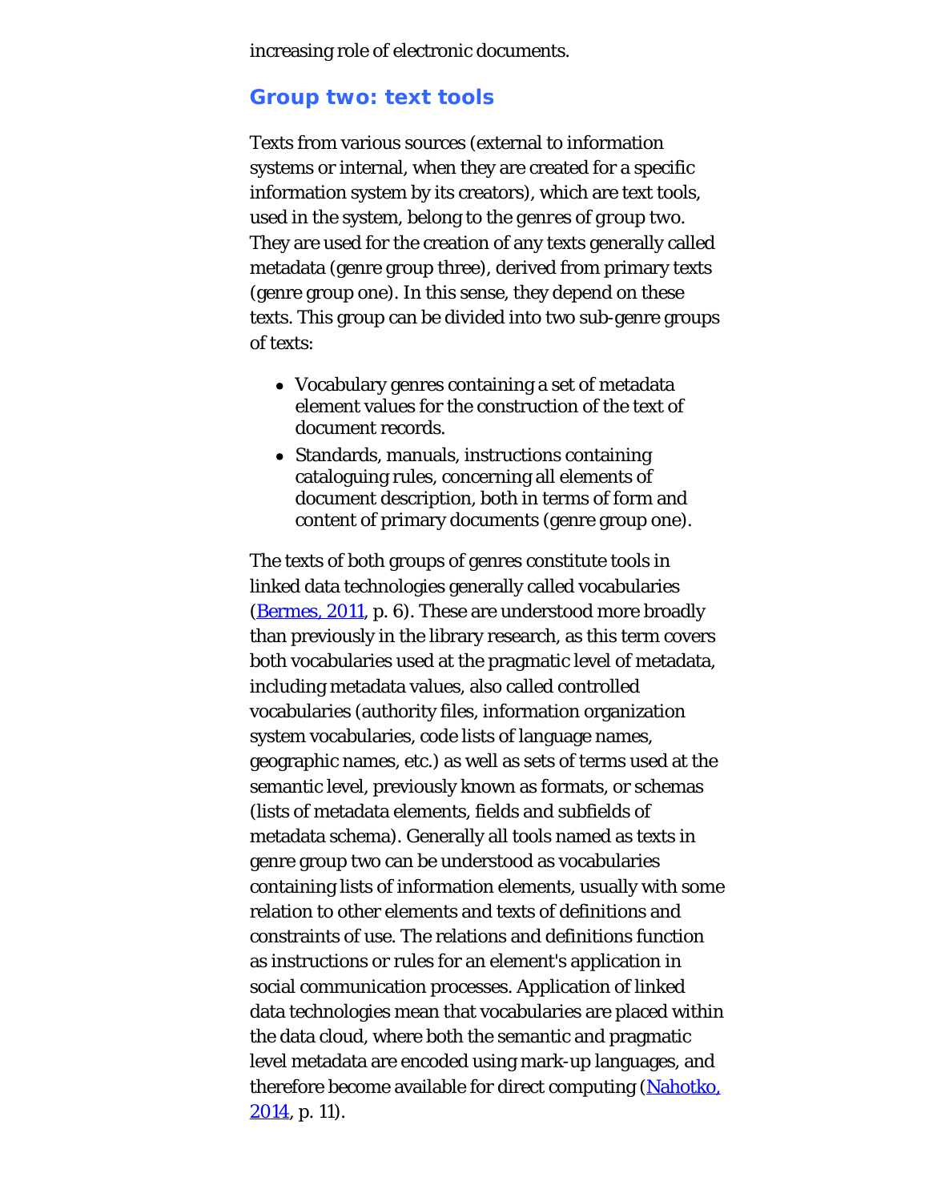increasing role of electronic documents.

## Group two: text tools

Texts from various sources (external to information systems or internal, when they are created for a specific information system by its creators), which are text tools, used in the system, belong to the genres of group two. They are used for the creation of any texts generally called metadata (genre group three), derived from primary texts (genre group one). In this sense, they depend on these texts. This group can be divided into two sub-genre groups of texts:

- Vocabulary genres containing a set of metadata element values for the construction of the text of document records.
- Standards, manuals, instructions containing cataloguing rules, concerning all elements of document description, both in terms of form and content of primary documents (genre group one).

The texts of both groups of genres constitute tools in linked data technologies generally called vocabularies (Bermes, 2011, p. 6). These are understood more broadly than previously in the library research, as this term covers both vocabularies used at the pragmatic level of metadata, including metadata values, also called controlled vocabularies (authority files, information organization system vocabularies, code lists of language names, geographic names, etc.) as well as sets of terms used at the semantic level, previously known as formats, or schemas (lists of metadata elements, fields and subfields of metadata schema). Generally all tools named as texts in genre group two can be understood as vocabularies containing lists of information elements, usually with some relation to other elements and texts of definitions and constraints of use. The relations and definitions function as instructions or rules for an element's application in social communication processes. Application of linked data technologies mean that vocabularies are placed within the data cloud, where both the semantic and pragmatic level metadata are encoded using mark-up languages, and therefore become available for direct computing (Nahotko, 2014, p. 11).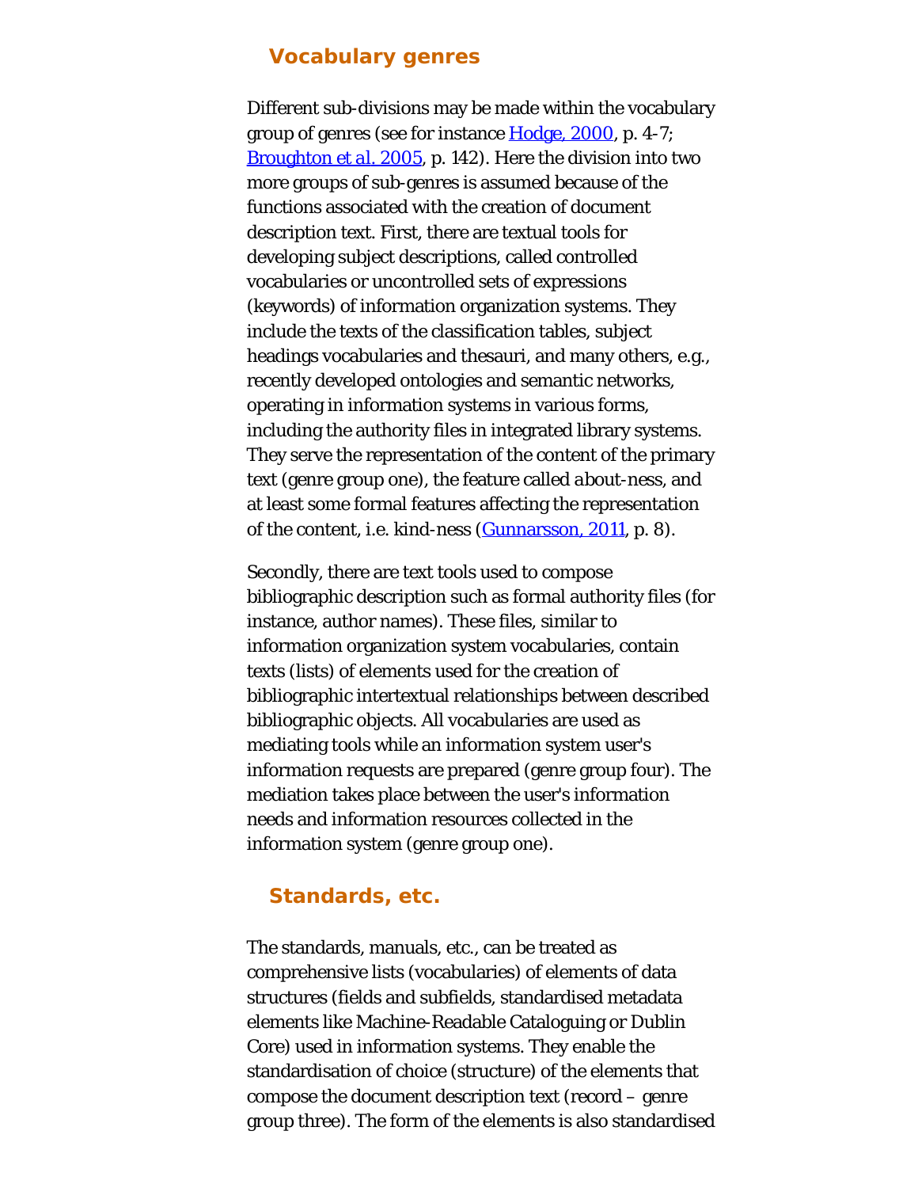## Vocabulary genres

Different sub-divisions may be made within the vocabulary group of genres (see for instance Hodge, 2000, p. 4-7; Broughton et al. 2005, p. 142). Here the division into two more groups of sub-genres is assumed because of the functions associated with the creation of document description text. First, there are textual tools for developing subject descriptions, called controlled vocabularies or uncontrolled sets of expressions (keywords) of information organization systems. They include the texts of the classification tables, subject headings vocabularies and thesauri, and many others, e.g., recently developed ontologies and semantic networks, operating in information systems in various forms, including the authority files in integrated library systems. They serve the representation of the content of the primary text (genre group one), the feature called *about*-ness, and at least some formal features affecting the representation of the content, i.e. kind-ness (Gunnarsson, 2011, p. 8).

Secondly, there are text tools used to compose bibliographic description such as formal authority files (for instance, author names). These files, similar to information organization system vocabularies, contain texts (lists) of elements used for the creation of bibliographic intertextual relationships between described bibliographic objects. All vocabularies are used as mediating tools while an information system user's information requests are prepared (genre group four). The mediation takes place between the user's information needs and information resources collected in the information system (genre group one).

## Standards, etc.

The standards, manuals, etc., can be treated as comprehensive lists (vocabularies) of elements of data structures (fields and subfields, standardised metadata elements like Machine-Readable Cataloguing or Dublin Core) used in information systems. They enable the standardisation of choice (structure) of the elements that compose the document description text (record – genre group three). The form of the elements is also standardised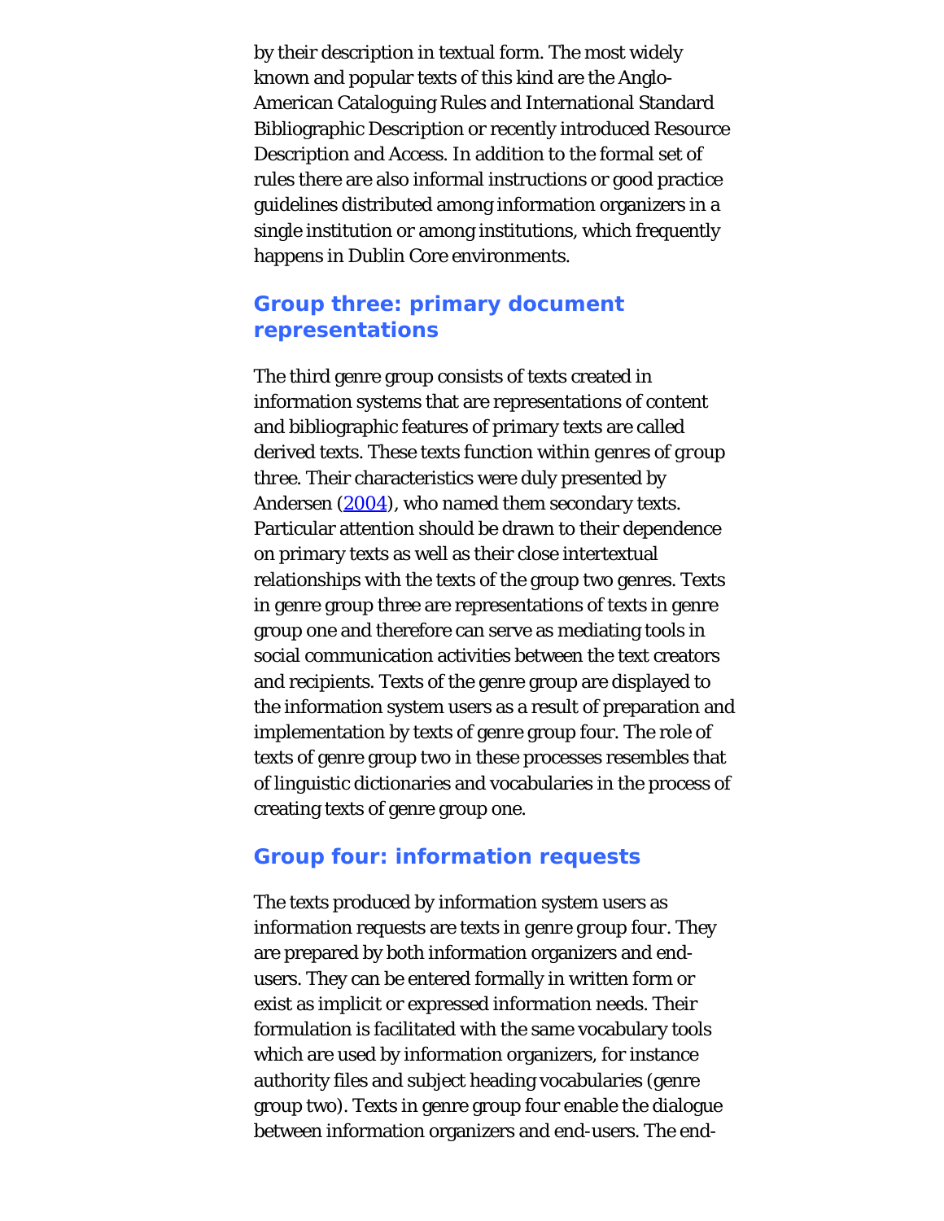by their description in textual form. The most widely known and popular texts of this kind are the Anglo-American Cataloguing Rules and International Standard Bibliographic Description or recently introduced Resource Description and Access. In addition to the formal set of rules there are also informal instructions or good practice guidelines distributed among information organizers in a single institution or among institutions, which frequently happens in Dublin Core environments.

### Group three: primary document representations

The third genre group consists of texts created in information systems that are representations of content and bibliographic features of primary texts are called derived texts. These texts function within *genres of group three*. Their characteristics were duly presented by Andersen (2004), who named them secondary texts. Particular attention should be drawn to their dependence on primary texts as well as their close intertextual relationships with the texts of the group two genres. Texts in genre group three are representations of texts in genre group one and therefore can serve as mediating tools in social communication activities between the text creators and recipients. Texts of the genre group are displayed to the information system users as a result of preparation and implementation by texts of genre group four. The role of texts of genre group two in these processes resembles that of linguistic dictionaries and vocabularies in the process of creating texts of genre group one.

### Group four: information requests

The texts produced by information system users as information requests are texts in *genre group four*. They are prepared by both information organizers and end-users. They can be entered formally in written form or exist as implicit or expressed information needs. Their formulation is facilitated with the same vocabulary tools which are used by information organizers, for instance authority files and subject heading vocabularies (genre group two). Texts in genre group four enable the dialogue between information organizers and end-users. The end-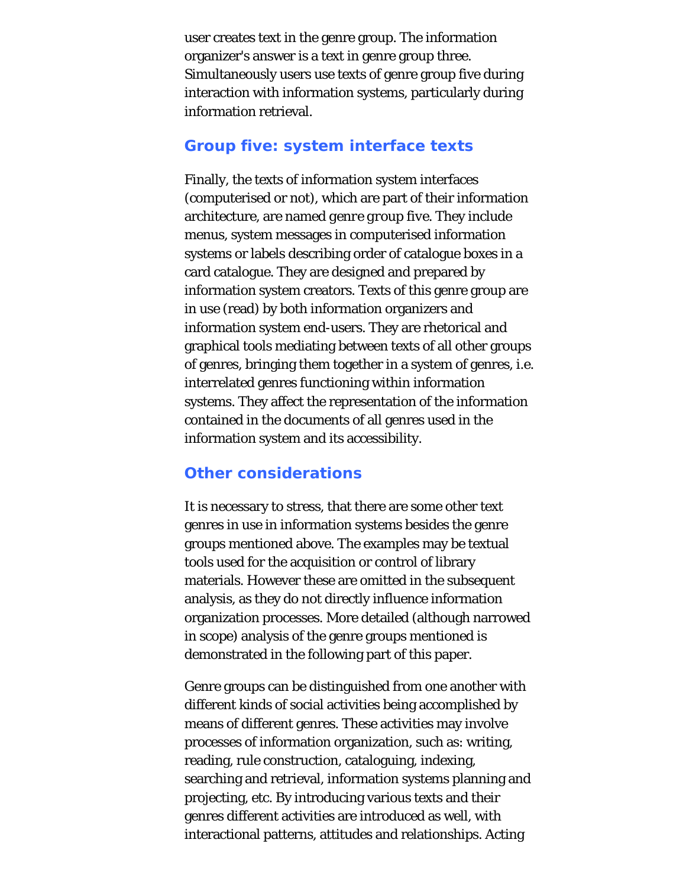user creates text in the genre group. The information organizer's answer is a text in genre group three. Simultaneously users use texts of genre group five during interaction with information systems, particularly during information retrieval.

## Group five: system interface texts

Finally, the texts of information system interfaces (computerised or not), which are part of their information architecture, are named genre group five. They include menus, system messages in computerised information systems or labels describing order of catalogue boxes in a card catalogue. They are designed and prepared by information system creators. Texts of this genre group are in use (read) by both information organizers and information system end-users. They are rhetorical and graphical tools mediating between texts of all other groups of genres, bringing them together in a system of genres, i.e. interrelated genres functioning within information systems. They affect the representation of the information contained in the documents of all genres used in the information system and its accessibility.

## Other considerations

It is necessary to stress, that there are some other text genres in use in information systems besides the genre groups mentioned above. The examples may be textual tools used for the acquisition or control of library materials. However these are omitted in the subsequent analysis, as they do not directly influence information organization processes. More detailed (although narrowed in scope) analysis of the genre groups mentioned is demonstrated in the following part of this paper.

Genre groups can be distinguished from one another with different kinds of social activities being accomplished by means of different genres. These activities may involve processes of information organization, such as: writing, reading, rule construction, cataloguing, indexing, searching and retrieval, information systems planning and projecting, etc. By introducing various texts and their genres different activities are introduced as well, with interactional patterns, attitudes and relationships. Acting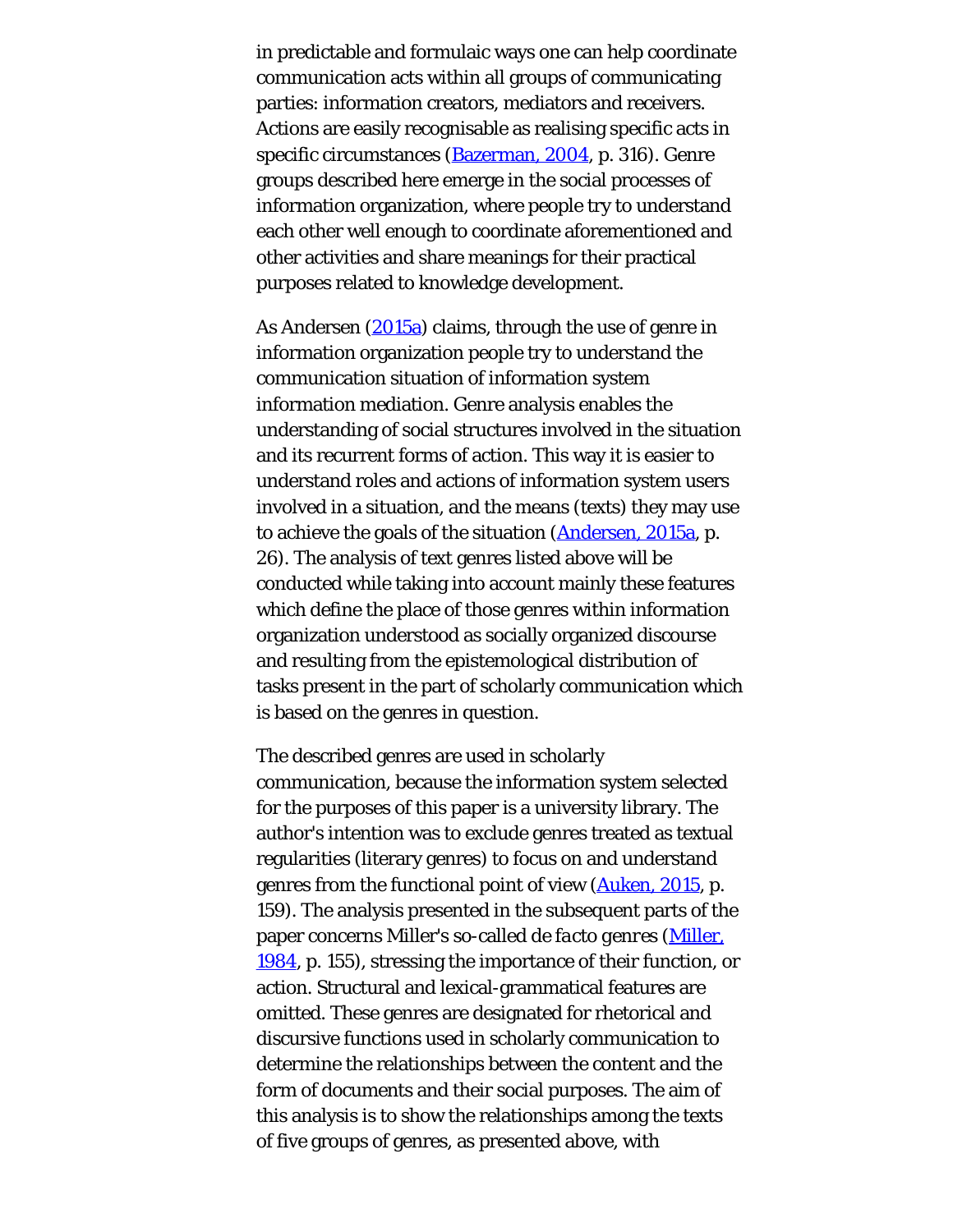in predictable and formulaic ways one can help coordinate communication acts within all groups of communicating parties: information creators, mediators and receivers. Actions are easily recognisable as realising specific acts in specific circumstances (Bazerman, 2004, p. 316). Genre groups described here emerge in the social processes of information organization, where people try to understand each other well enough to coordinate aforementioned and other activities and share meanings for their practical purposes related to knowledge development.

As Andersen (2015a) claims, through the use of genre in information organization people try to understand the communication situation of information system information mediation. Genre analysis enables the understanding of social structures involved in the situation and its recurrent forms of action. This way it is easier to understand roles and actions of information system users involved in a situation, and the means (texts) they may use to achieve the goals of the situation (Andersen, 2015a, p. 26). The analysis of text genres listed above will be conducted while taking into account mainly these features which define the place of those genres within information organization understood as socially organized discourse and resulting from the epistemological distribution of tasks present in the part of scholarly communication which is based on the genres in question.

The described genres are used in scholarly communication, because the information system selected for the purposes of this paper is a university library. The author's intention was to exclude genres treated as textual regularities (literary genres) to focus on and understand genres from the functional point of view (Auken, 2015, p. 159). The analysis presented in the subsequent parts of the paper concerns Miller's so-called *de facto genres* (Miller, 1984, p. 155), stressing the importance of their function, or action. Structural and lexical-grammatical features are omitted. These genres are designated for rhetorical and discursive functions used in scholarly communication to determine the relationships between the content and the form of documents and their social purposes. The aim of this analysis is to show the relationships among the texts of five groups of genres, as presented above, with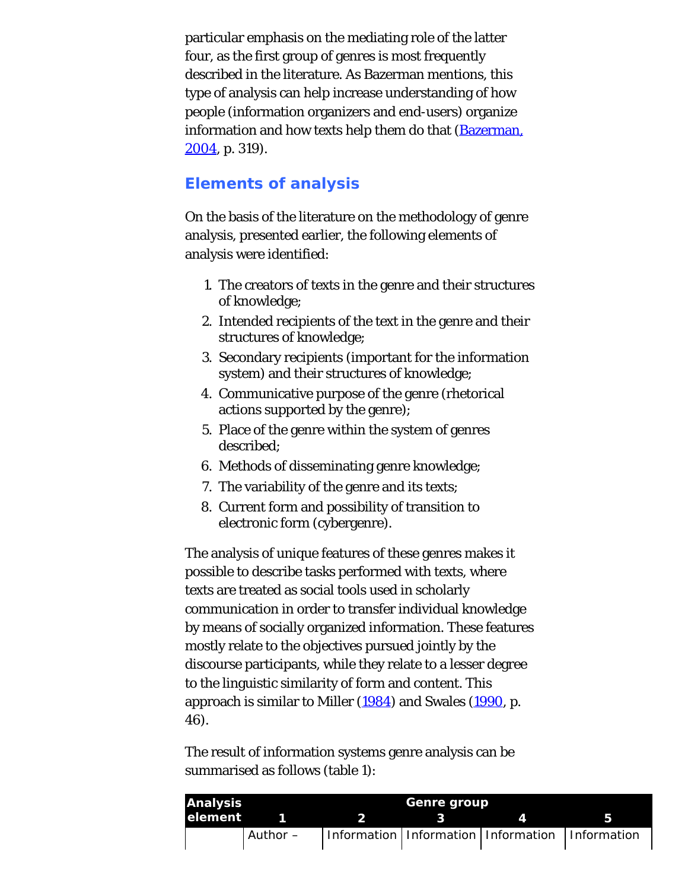particular emphasis on the mediating role of the latter four, as the first group of genres is most frequently described in the literature. As Bazerman mentions, this type of analysis can help increase understanding of how people (information organizers and end-users) organize information and how texts help them do that (Bazerman, 2004, p. 319).

## Elements of analysis

On the basis of the literature on the methodology of genre analysis, presented earlier, the following elements of analysis were identified:

1. The creators of texts in the genre and their structures of knowledge;
2. Intended recipients of the text in the genre and their structures of knowledge;
3. Secondary recipients (important for the information system) and their structures of knowledge;
4. Communicative purpose of the genre (rhetorical actions supported by the genre);
5. Place of the genre within the system of genres described;
6. Methods of disseminating genre knowledge;
7. The variability of the genre and its texts;
8. Current form and possibility of transition to electronic form (cybergenre).

The analysis of unique features of these genres makes it possible to describe tasks performed with texts, where texts are treated as social tools used in scholarly communication in order to transfer individual knowledge by means of socially organized information. These features mostly relate to the objectives pursued jointly by the discourse participants, while they relate to a lesser degree to the linguistic similarity of form and content. This approach is similar to Miller (1984) and Swales (1990, p. 46).

The result of information systems genre analysis can be summarised as follows (table 1):

| Analysis element | Genre group | | | | |
|---|---|---|---|---|---|
| | 1 | 2 | 3 | 4 | 5 |
| | Author – | Information | Information | Information | Information |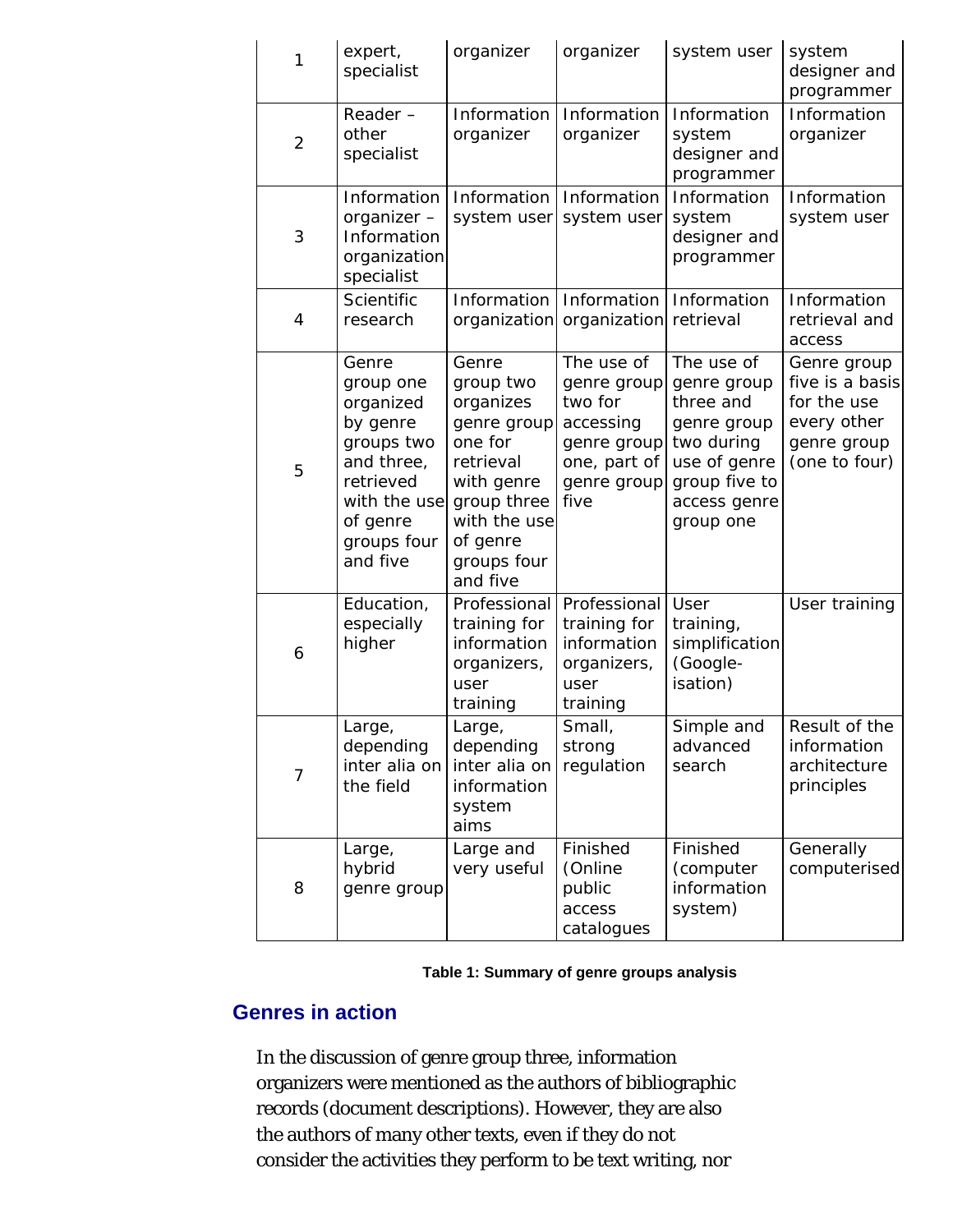| | | | | | |
|---|---|---|---|---|---|
| 1 | expert, specialist | organizer | organizer | system user | system designer and programmer |
| 2 | Reader – other specialist | Information organizer | Information organizer | Information system designer and programmer | Information organizer |
| 3 | Information organizer – Information organization specialist | Information system user | Information system user | Information system designer and programmer | Information system user |
| 4 | Scientific research | Information organization | Information organization | Information retrieval | Information retrieval and access |
| 5 | Genre group one organized by genre groups two and three, retrieved with the use of genre groups four and five | Genre group two organizes genre group one for retrieval with genre group three with the use of genre groups four and five | The use of genre group two for accessing genre group one, part of genre group five | The use of genre group three and genre group two during use of genre group five to access genre group one | Genre group five is a basis for the use every other genre group (one to four) |
| 6 | Education, especially higher | Professional training for information organizers, user training | Professional training for information organizers, user training | User training, simplification (Google-isation) | User training |
| 7 | Large, depending inter alia on the field | Large, depending inter alia on information system aims | Small, strong regulation | Simple and advanced search | Result of the information architecture principles |
| 8 | Large, hybrid genre group | Large and very useful | Finished (Online public access catalogues | Finished (computer information system) | Generally computerised |

**Table 1: Summary of genre groups analysis**

## Genres in action

In the discussion of genre group three, information organizers were mentioned as the authors of bibliographic records (document descriptions). However, they are also the authors of many other texts, even if they do not consider the activities they perform to be text writing, nor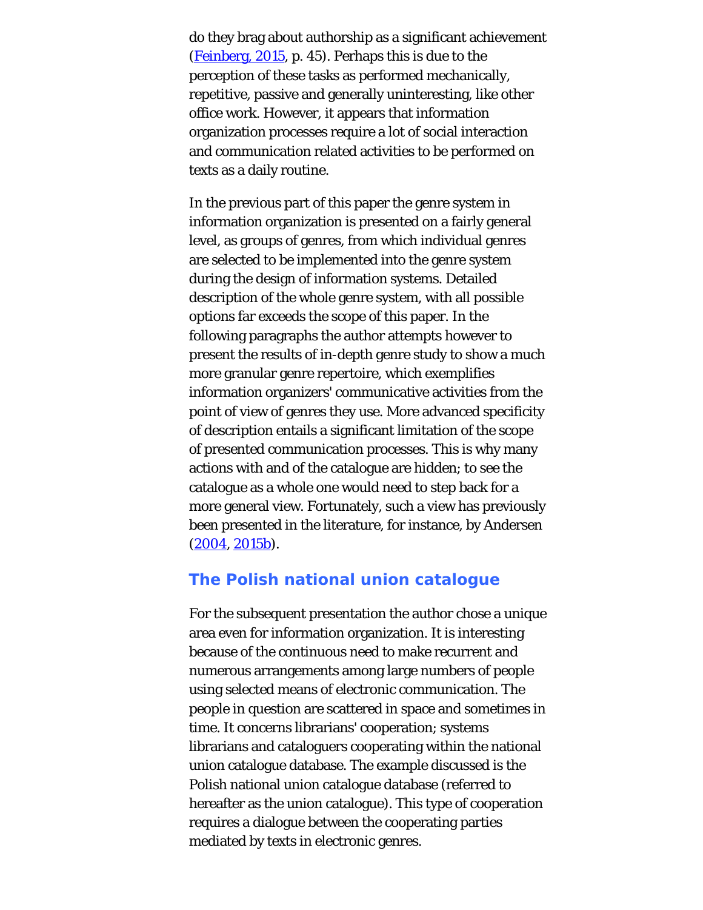do they brag about authorship as a significant achievement (Feinberg, 2015, p. 45). Perhaps this is due to the perception of these tasks as performed mechanically, repetitive, passive and generally uninteresting, like other office work. However, it appears that information organization processes require a lot of social interaction and communication related activities to be performed on texts as a daily routine.

In the previous part of this paper the genre system in information organization is presented on a fairly general level, as groups of genres, from which individual genres are selected to be implemented into the genre system during the design of information systems. Detailed description of the whole genre system, with all possible options far exceeds the scope of this paper. In the following paragraphs the author attempts however to present the results of in-depth genre study to show a much more granular genre repertoire, which exemplifies information organizers' communicative activities from the point of view of genres they use. More advanced specificity of description entails a significant limitation of the scope of presented communication processes. This is why many actions with and of the catalogue are hidden; to see the catalogue as a whole one would need to step back for a more general view. Fortunately, such a view has previously been presented in the literature, for instance, by Andersen (2004, 2015b).

## The Polish national union catalogue

For the subsequent presentation the author chose a unique area even for information organization. It is interesting because of the continuous need to make recurrent and numerous arrangements among large numbers of people using selected means of electronic communication. The people in question are scattered in space and sometimes in time. It concerns librarians' cooperation; systems librarians and cataloguers cooperating within the national union catalogue database. The example discussed is the Polish national union catalogue database (referred to hereafter as the union catalogue). This type of cooperation requires a dialogue between the cooperating parties mediated by texts in electronic genres.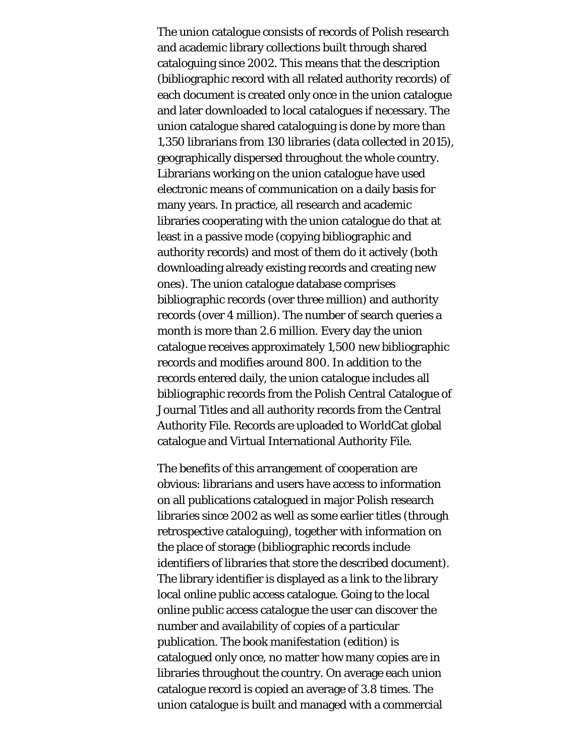The union catalogue consists of records of Polish research and academic library collections built through shared cataloguing since 2002. This means that the description (bibliographic record with all related authority records) of each document is created only once in the union catalogue and later downloaded to local catalogues if necessary. The union catalogue shared cataloguing is done by more than 1,350 librarians from 130 libraries (data collected in 2015), geographically dispersed throughout the whole country. Librarians working on the union catalogue have used electronic means of communication on a daily basis for many years. In practice, all research and academic libraries cooperating with the union catalogue do that at least in a passive mode (copying bibliographic and authority records) and most of them do it actively (both downloading already existing records and creating new ones). The union catalogue database comprises bibliographic records (over three million) and authority records (over 4 million). The number of search queries a month is more than 2.6 million. Every day the union catalogue receives approximately 1,500 new bibliographic records and modifies around 800. In addition to the records entered daily, the union catalogue includes all bibliographic records from the Polish Central Catalogue of Journal Titles and all authority records from the Central Authority File. Records are uploaded to WorldCat global catalogue and Virtual International Authority File.

The benefits of this arrangement of cooperation are obvious: librarians and users have access to information on all publications catalogued in major Polish research libraries since 2002 as well as some earlier titles (through retrospective cataloguing), together with information on the place of storage (bibliographic records include identifiers of libraries that store the described document). The library identifier is displayed as a link to the library local online public access catalogue. Going to the local online public access catalogue the user can discover the number and availability of copies of a particular publication. The book manifestation (edition) is catalogued only once, no matter how many copies are in libraries throughout the country. On average each union catalogue record is copied an average of 3.8 times. The union catalogue is built and managed with a commercial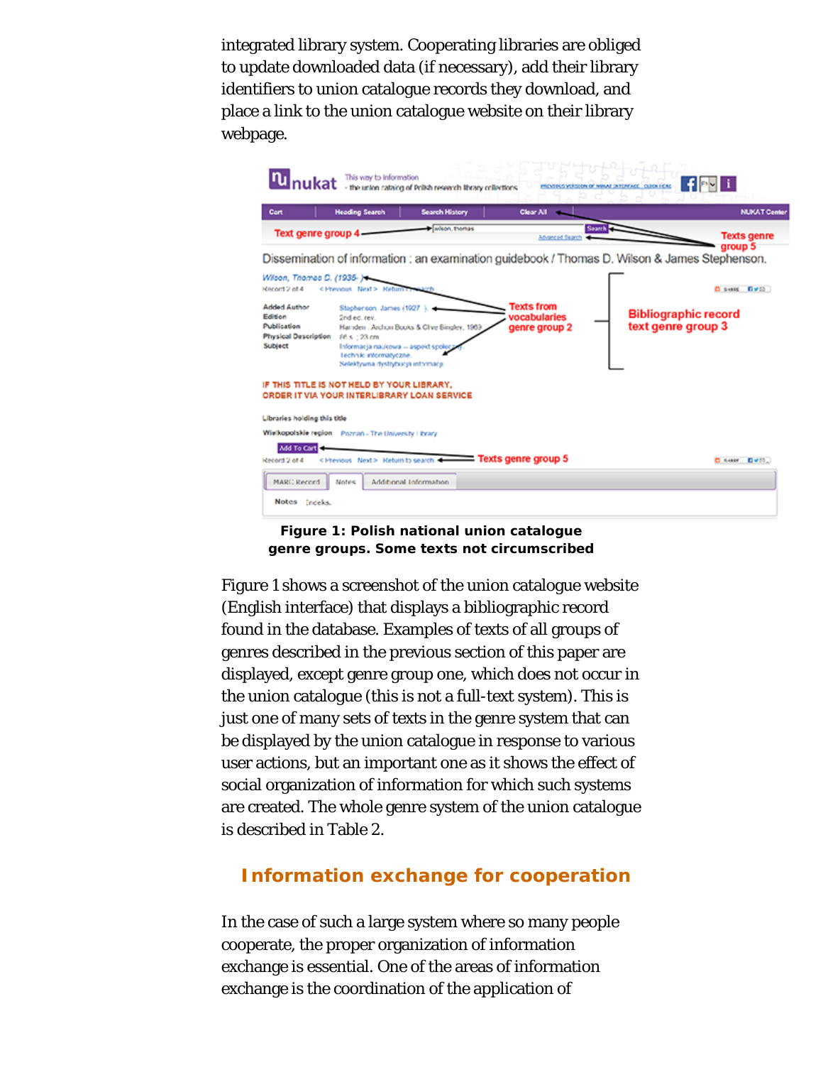integrated library system. Cooperating libraries are obliged to update downloaded data (if necessary), add their library identifiers to union catalogue records they download, and place a link to the union catalogue website on their library webpage.

**Figure 1: Polish national union catalogue genre groups. Some texts not circumscribed**

Figure 1 shows a screenshot of the union catalogue website (English interface) that displays a bibliographic record found in the database. Examples of texts of all groups of genres described in the previous section of this paper are displayed, except genre group one, which does not occur in the union catalogue (this is not a full-text system). This is just one of many sets of texts in the genre system that can be displayed by the union catalogue in response to various user actions, but an important one as it shows the effect of social organization of information for which such systems are created. The whole genre system of the union catalogue is described in Table 2.

## Information exchange for cooperation

In the case of such a large system where so many people cooperate, the proper organization of information exchange is essential. One of the areas of information exchange is the coordination of the application of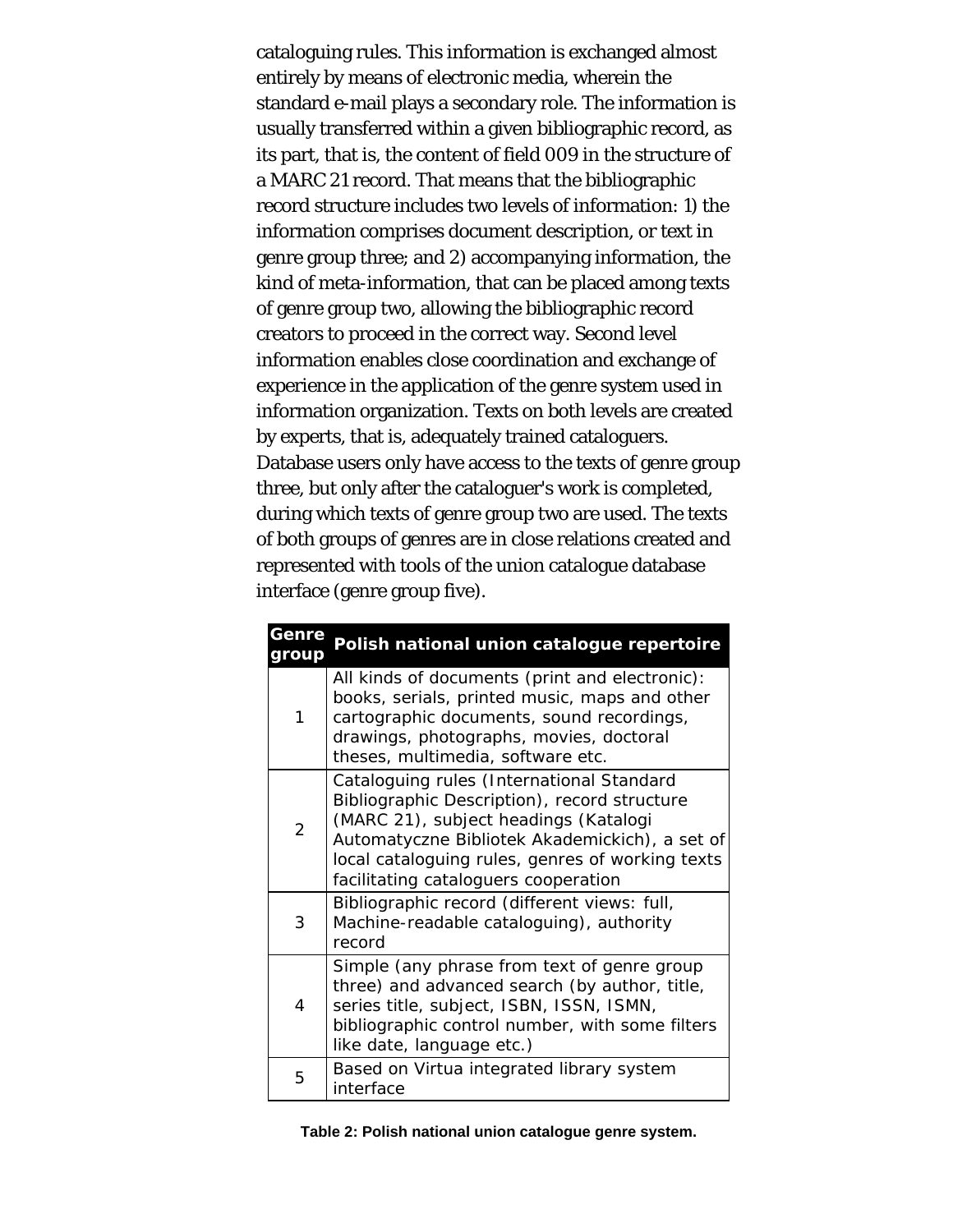cataloguing rules. This information is exchanged almost entirely by means of electronic media, wherein the standard e-mail plays a secondary role. The information is usually transferred within a given bibliographic record, as its part, that is, the content of field 009 in the structure of a MARC 21 record. That means that the bibliographic record structure includes two levels of information: 1) the information comprises document description, or text in genre group three; and 2) accompanying information, the kind of meta-information, that can be placed among texts of genre group two, allowing the bibliographic record creators to proceed in the correct way. Second level information enables close coordination and exchange of experience in the application of the genre system used in information organization. Texts on both levels are created by experts, that is, adequately trained cataloguers. Database users only have access to the texts of genre group three, but only after the cataloguer's work is completed, during which texts of genre group two are used. The texts of both groups of genres are in close relations created and represented with tools of the union catalogue database interface (genre group five).

| Genre group | Polish national union catalogue repertoire |
| --- | --- |
| 1 | All kinds of documents (print and electronic): books, serials, printed music, maps and other cartographic documents, sound recordings, drawings, photographs, movies, doctoral theses, multimedia, software etc. |
| 2 | Cataloguing rules (International Standard Bibliographic Description), record structure (MARC 21), subject headings (Katalogi Automatyczne Bibliotek Akademickich), a set of local cataloguing rules, genres of working texts facilitating cataloguers cooperation |
| 3 | Bibliographic record (different views: full, Machine-readable cataloguing), authority record |
| 4 | Simple (any phrase from text of genre group three) and advanced search (by author, title, series title, subject, ISBN, ISSN, ISMN, bibliographic control number, with some filters like date, language etc.) |
| 5 | Based on Virtua integrated library system interface |

**Table 2: Polish national union catalogue genre system.**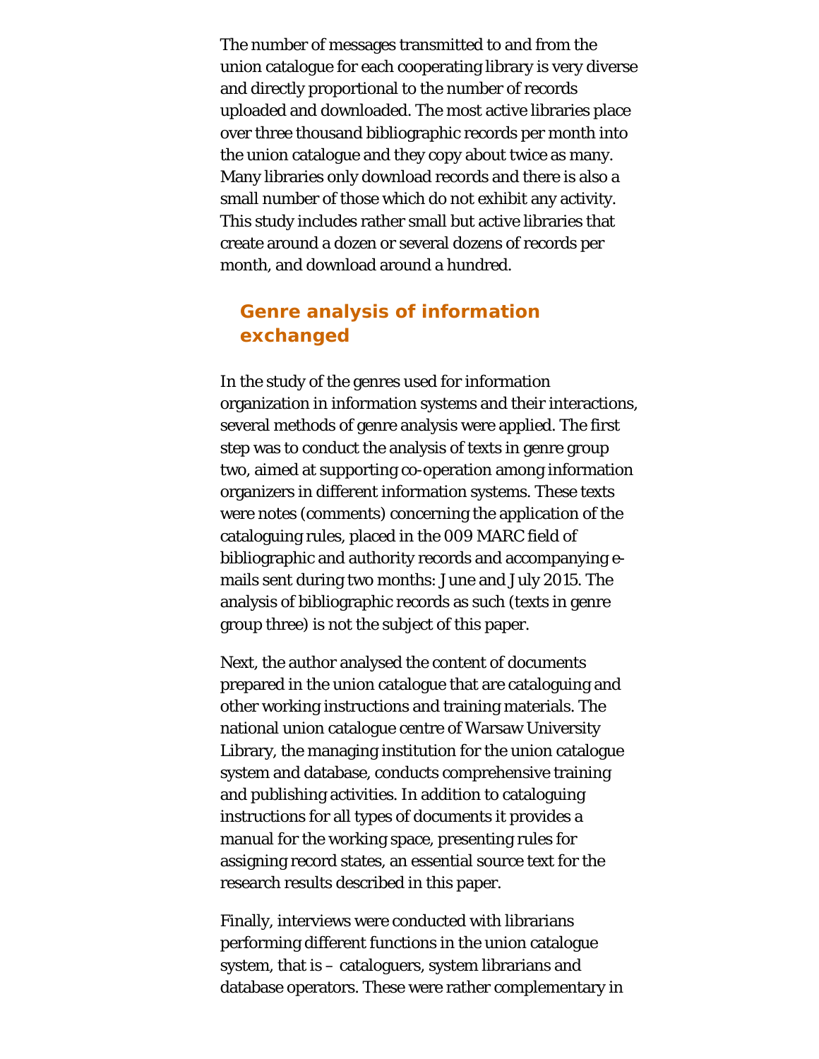The number of messages transmitted to and from the union catalogue for each cooperating library is very diverse and directly proportional to the number of records uploaded and downloaded. The most active libraries place over three thousand bibliographic records per month into the union catalogue and they copy about twice as many. Many libraries only download records and there is also a small number of those which do not exhibit any activity. This study includes rather small but active libraries that create around a dozen or several dozens of records per month, and download around a hundred.

## Genre analysis of information exchanged

In the study of the genres used for information organization in information systems and their interactions, several methods of genre analysis were applied. The first step was to conduct the analysis of texts in genre group two, aimed at supporting co-operation among information organizers in different information systems. These texts were notes (comments) concerning the application of the cataloguing rules, placed in the 009 MARC field of bibliographic and authority records and accompanying e-mails sent during two months: June and July 2015. The analysis of bibliographic records as such (texts in genre group three) is not the subject of this paper.

Next, the author analysed the content of documents prepared in the union catalogue that are cataloguing and other working instructions and training materials. The national union catalogue centre of Warsaw University Library, the managing institution for the union catalogue system and database, conducts comprehensive training and publishing activities. In addition to cataloguing instructions for all types of documents it provides a manual for the working space, presenting rules for assigning record states, an essential source text for the research results described in this paper.

Finally, interviews were conducted with librarians performing different functions in the union catalogue system, that is – cataloguers, system librarians and database operators. These were rather complementary in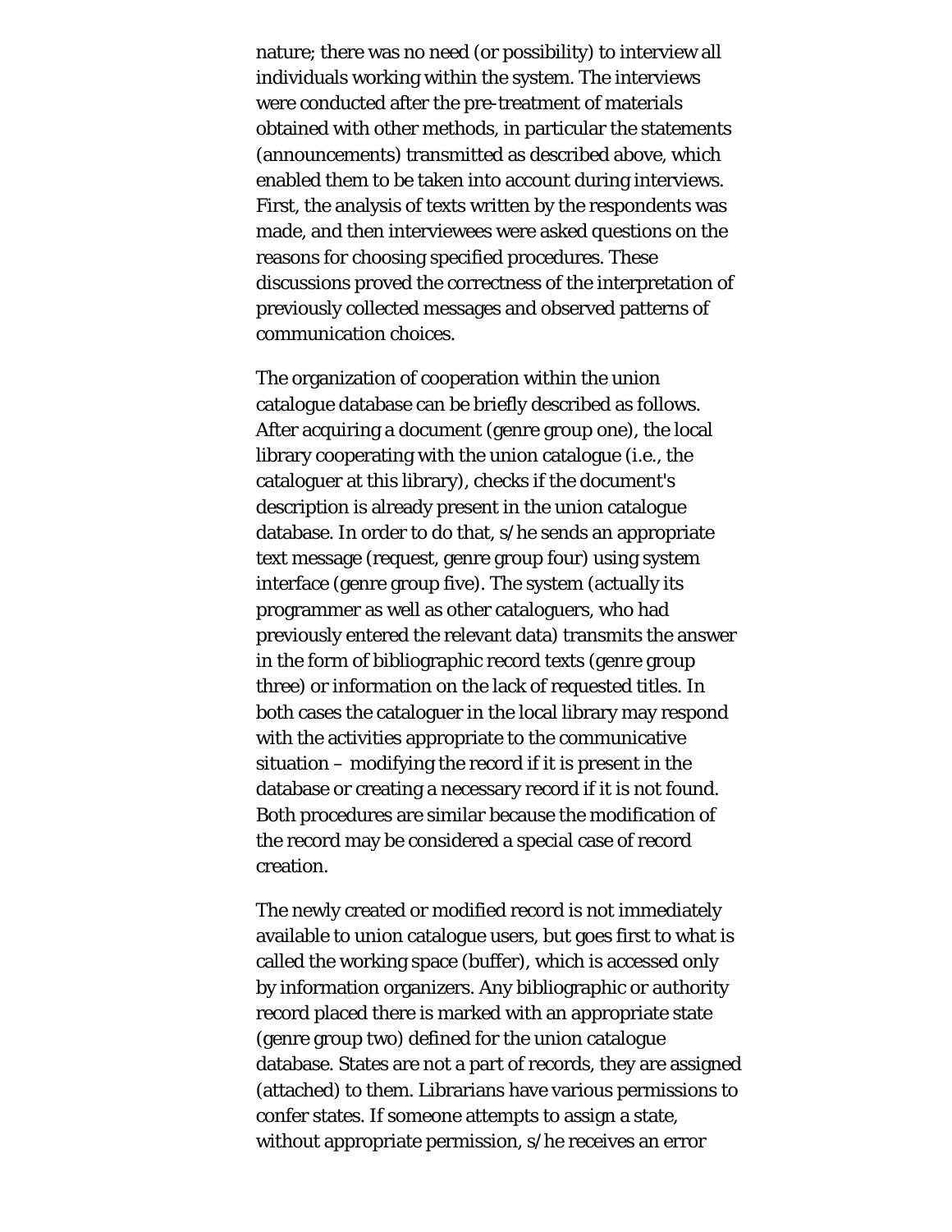nature; there was no need (or possibility) to interview all individuals working within the system. The interviews were conducted after the pre-treatment of materials obtained with other methods, in particular the statements (announcements) transmitted as described above, which enabled them to be taken into account during interviews. First, the analysis of texts written by the respondents was made, and then interviewees were asked questions on the reasons for choosing specified procedures. These discussions proved the correctness of the interpretation of previously collected messages and observed patterns of communication choices.

The organization of cooperation within the union catalogue database can be briefly described as follows. After acquiring a document (genre group one), the local library cooperating with the union catalogue (i.e., the cataloguer at this library), checks if the document's description is already present in the union catalogue database. In order to do that, s/he sends an appropriate text message (request, genre group four) using system interface (genre group five). The system (actually its programmer as well as other cataloguers, who had previously entered the relevant data) transmits the answer in the form of bibliographic record texts (genre group three) or information on the lack of requested titles. In both cases the cataloguer in the local library may respond with the activities appropriate to the communicative situation – modifying the record if it is present in the database or creating a necessary record if it is not found. Both procedures are similar because the modification of the record may be considered a special case of record creation.

The newly created or modified record is not immediately available to union catalogue users, but goes first to what is called the working space (buffer), which is accessed only by information organizers. Any bibliographic or authority record placed there is marked with an appropriate state (genre group two) defined for the union catalogue database. States are not a part of records, they are assigned (attached) to them. Librarians have various permissions to confer states. If someone attempts to assign a state, without appropriate permission, s/he receives an error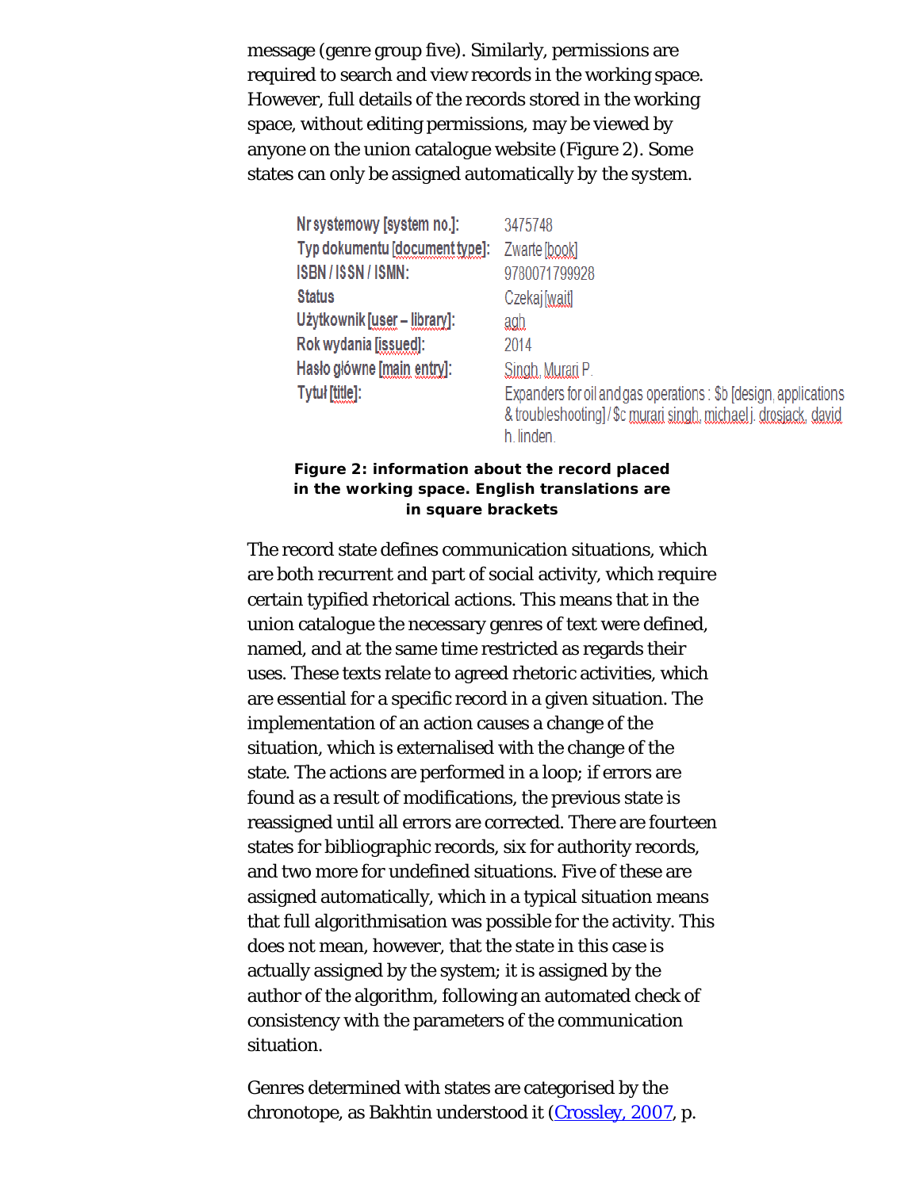message (genre group five). Similarly, permissions are required to search and view records in the working space. However, full details of the records stored in the working space, without editing permissions, may be viewed by anyone on the union catalogue website (Figure 2). Some states can only be assigned automatically by the system.

| | |
|---|---|
| Nr systemowy [system no.]: | 3475748 |
| Typ dokumentu [document type]: | Zwarte [book] |
| ISBN / ISSN / ISMN: | 9780071799928 |
| Status | Czekaj [wait] |
| Użytkownik [user – library]: | agh |
| Rok wydania [issued]: | 2014 |
| Hasło główne [main entry]: | Singh, Murari P. |
| Tytuł [title]: | Expanders for oil and gas operations : $b [design, applications & troubleshooting] / $c murari singh, michael j. drosjack, david h. linden. |

**Figure 2: information about the record placed in the working space. English translations are in square brackets**

The record state defines communication situations, which are both recurrent and part of social activity, which require certain typified rhetorical actions. This means that in the union catalogue the necessary genres of text were defined, named, and at the same time restricted as regards their uses. These texts relate to agreed rhetoric activities, which are essential for a specific record in a given situation. The implementation of an action causes a change of the situation, which is externalised with the change of the state. The actions are performed in a loop; if errors are found as a result of modifications, the previous state is reassigned until all errors are corrected. There are fourteen states for bibliographic records, six for authority records, and two more for undefined situations. Five of these are assigned automatically, which in a typical situation means that full algorithmisation was possible for the activity. This does not mean, however, that the state in this case is actually assigned by the system; it is assigned by the author of the algorithm, following an automated check of consistency with the parameters of the communication situation.

Genres determined with states are categorised by the chronotope, as Bakhtin understood it (Crossley, 2007, p.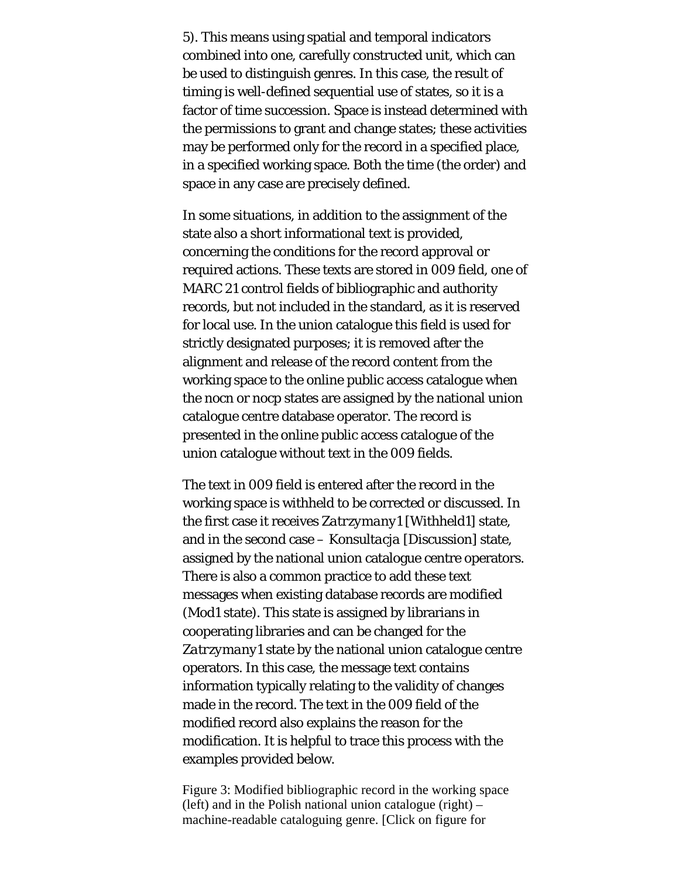5). This means using spatial and temporal indicators combined into one, carefully constructed unit, which can be used to distinguish genres. In this case, the result of timing is well-defined sequential use of states, so it is a factor of time succession. Space is instead determined with the permissions to grant and change states; these activities may be performed only for the record in a specified place, in a specified working space. Both the time (the order) and space in any case are precisely defined.

In some situations, in addition to the assignment of the state also a short informational text is provided, concerning the conditions for the record approval or required actions. These texts are stored in 009 field, one of MARC 21 control fields of bibliographic and authority records, but not included in the standard, as it is reserved for local use. In the union catalogue this field is used for strictly designated purposes; it is removed after the alignment and release of the record content from the working space to the online public access catalogue when the nocn or nocp states are assigned by the national union catalogue centre database operator. The record is presented in the online public access catalogue of the union catalogue without text in the 009 fields.

The text in 009 field is entered after the record in the working space is withheld to be corrected or discussed. In the first case it receives *Zatrzymany1* [Withheld1] state, and in the second case – *Konsultacja* [Discussion] state, assigned by the national union catalogue centre operators. There is also a common practice to add these text messages when existing database records are modified (Mod1 state). This state is assigned by librarians in cooperating libraries and can be changed for the *Zatrzymany1* state by the national union catalogue centre operators. In this case, the message text contains information typically relating to the validity of changes made in the record. The text in the 009 field of the modified record also explains the reason for the modification. It is helpful to trace this process with the examples provided below.

Figure 3: Modified bibliographic record in the working space (left) and in the Polish national union catalogue (right) – machine-readable cataloguing genre. [Click on figure for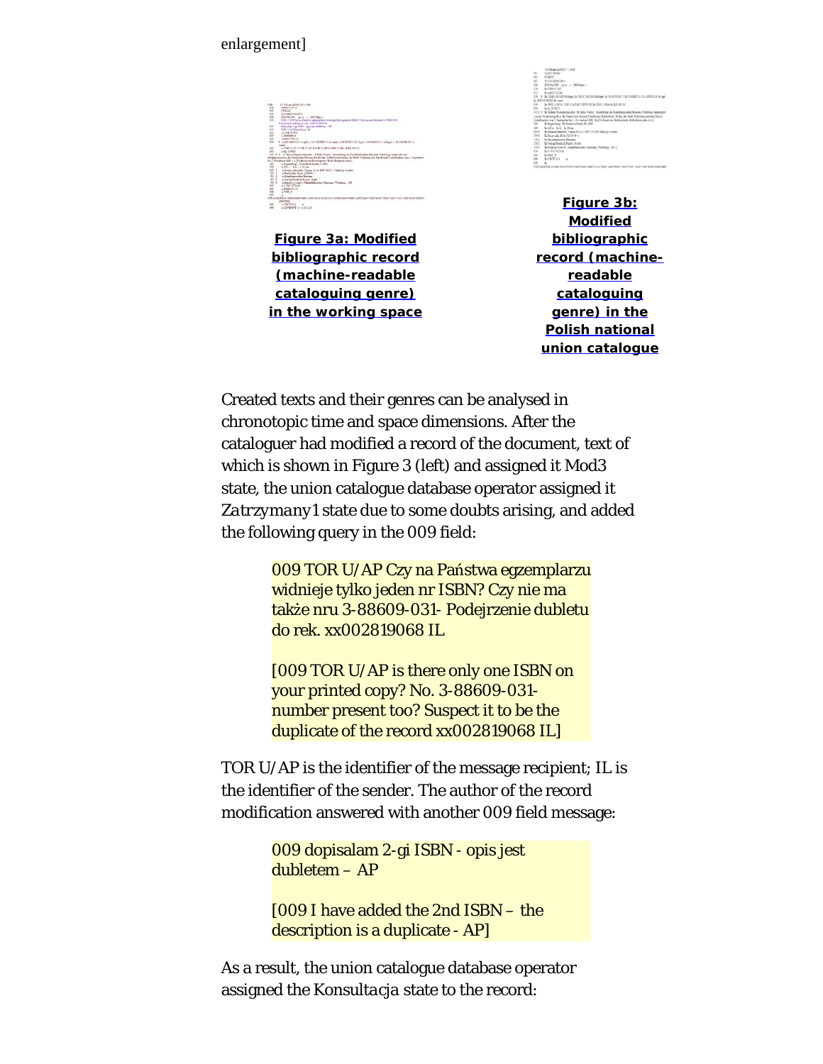enlargement]

**Figure 3a: Modified bibliographic record (machine-readable cataloguing genre) in the working space**

**Figure 3b: Modified bibliographic record (machine-readable cataloguing genre) in the Polish national union catalogue**

Created texts and their genres can be analysed in chronotopic time and space dimensions. After the cataloguer had modified a record of the document, text of which is shown in Figure 3 (left) and assigned it Mod3 state, the union catalogue database operator assigned it *Zatrzymany1* state due to some doubts arising, and added the following query in the 009 field:

> 009 TOR U/AP Czy na Państwa egzemplarzu widnieje tylko jeden nr ISBN? Czy nie ma także nru 3-88609-031- Podejrzenie dubletu do rek. xx002819068 IL
>
> [009 TOR U/AP is there only one ISBN on your printed copy? No. 3-88609-031- number present too? Suspect it to be the duplicate of the record xx002819068 IL]

TOR U/AP is the identifier of the message recipient; IL is the identifier of the sender. The author of the record modification answered with another 009 field message:

> 009 dopisalam 2-gi ISBN - opis jest dubletem – AP
>
> [009 I have added the 2nd ISBN – the description is a duplicate - AP]

As a result, the union catalogue database operator assigned the *Konsultacja* state to the record: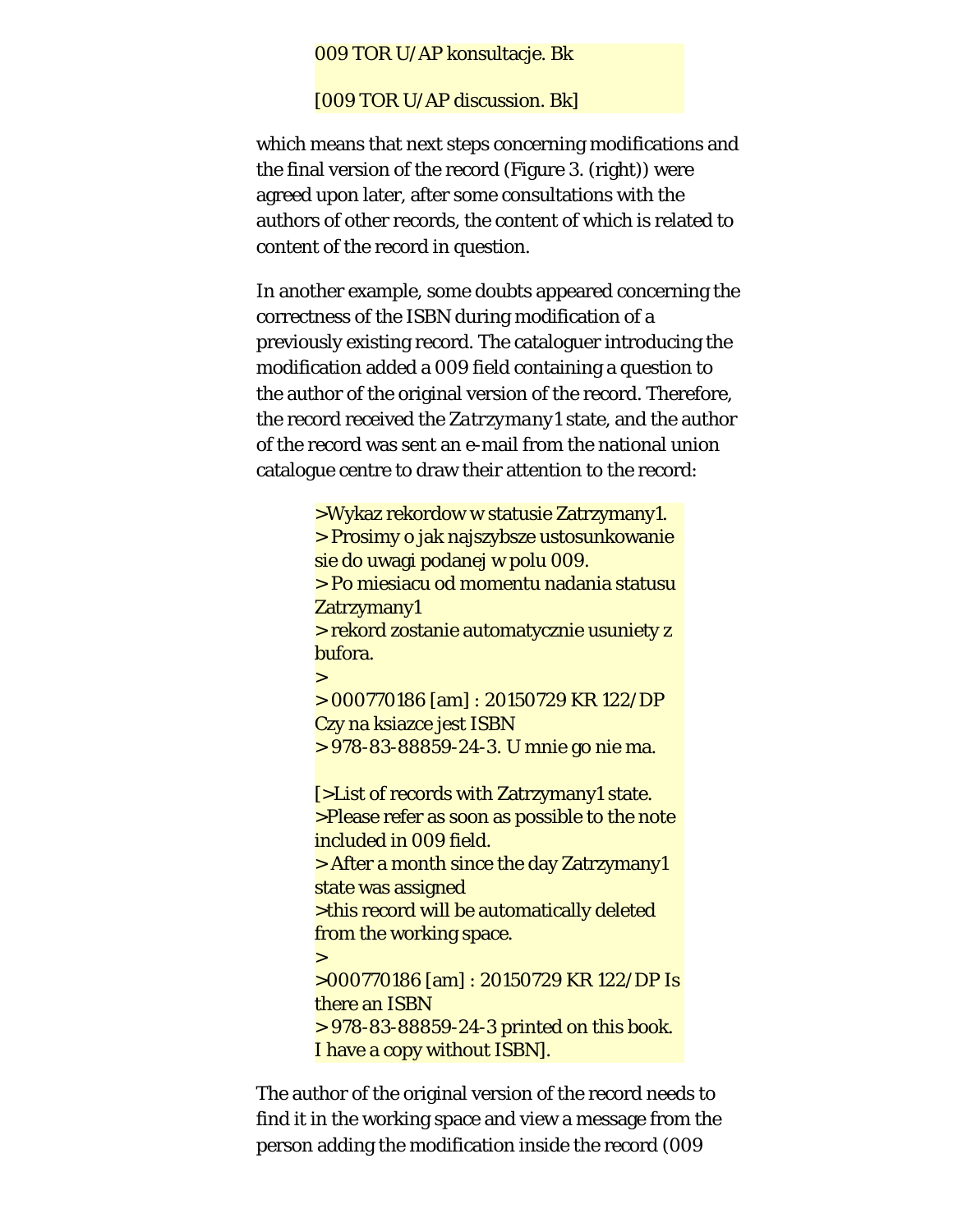009 TOR U/AP konsultacje. Bk

[009 TOR U/AP discussion. Bk]

which means that next steps concerning modifications and the final version of the record (Figure 3. (right)) were agreed upon later, after some consultations with the authors of other records, the content of which is related to content of the record in question.

In another example, some doubts appeared concerning the correctness of the ISBN during modification of a previously existing record. The cataloguer introducing the modification added a 009 field containing a question to the author of the original version of the record. Therefore, the record received the *Zatrzymany1* state, and the author of the record was sent an e-mail from the national union catalogue centre to draw their attention to the record:

>Wykaz rekordow w statusie Zatrzymany1.
> Prosimy o jak najszybsze ustosunkowanie sie do uwagi podanej w polu 009.
> Po miesiacu od momentu nadania statusu Zatrzymany1
> rekord zostanie automatycznie usuniety z bufora.
>
> 000770186 [am] : 20150729 KR 122/DP Czy na ksiazce jest ISBN
> 978-83-88859-24-3. U mnie go nie ma.

[>List of records with Zatrzymany1 state.
>Please refer as soon as possible to the note included in 009 field.
> After a month since the day Zatrzymany1 state was assigned
>this record will be automatically deleted from the working space.
>
>000770186 [am] : 20150729 KR 122/DP Is there an ISBN
> 978-83-88859-24-3 printed on this book. I have a copy without ISBN].

The author of the original version of the record needs to find it in the working space and view a message from the person adding the modification inside the record (009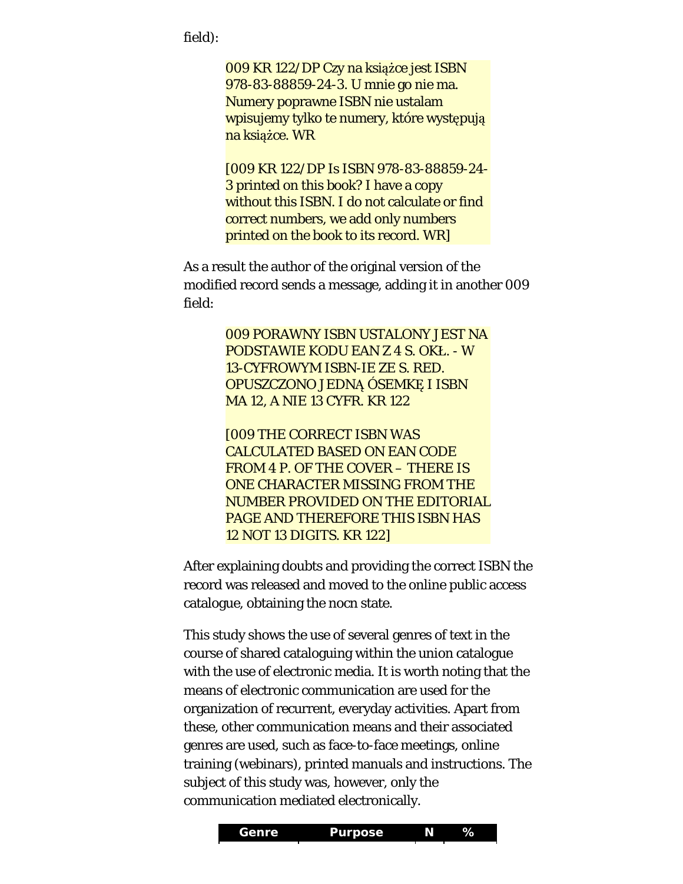field):

> 009 KR 122/DP Czy na książce jest ISBN 978-83-88859-24-3. U mnie go nie ma. Numery poprawne ISBN nie ustalam wpisujemy tylko te numery, które występują na książce. WR
>
> [009 KR 122/DP Is ISBN 978-83-88859-24-3 printed on this book? I have a copy without this ISBN. I do not calculate or find correct numbers, we add only numbers printed on the book to its record. WR]

As a result the author of the original version of the modified record sends a message, adding it in another 009 field:

> 009 PORAWNY ISBN USTALONY JEST NA PODSTAWIE KODU EAN Z 4 S. OKŁ. - W 13-CYFROWYM ISBN-IE ZE S. RED. OPUSZCZONO JEDNĄ ÓSEMKĘ I ISBN MA 12, A NIE 13 CYFR. KR 122
>
> [009 THE CORRECT ISBN WAS CALCULATED BASED ON EAN CODE FROM 4 P. OF THE COVER – THERE IS ONE CHARACTER MISSING FROM THE NUMBER PROVIDED ON THE EDITORIAL PAGE AND THEREFORE THIS ISBN HAS 12 NOT 13 DIGITS. KR 122]

After explaining doubts and providing the correct ISBN the record was released and moved to the online public access catalogue, obtaining the nocn state.

This study shows the use of several genres of text in the course of shared cataloguing within the union catalogue with the use of electronic media. It is worth noting that the means of electronic communication are used for the organization of recurrent, everyday activities. Apart from these, other communication means and their associated genres are used, such as face-to-face meetings, online training (webinars), printed manuals and instructions. The subject of this study was, however, only the communication mediated electronically.

| Genre | Purpose | N | % |
|---|---|---|---|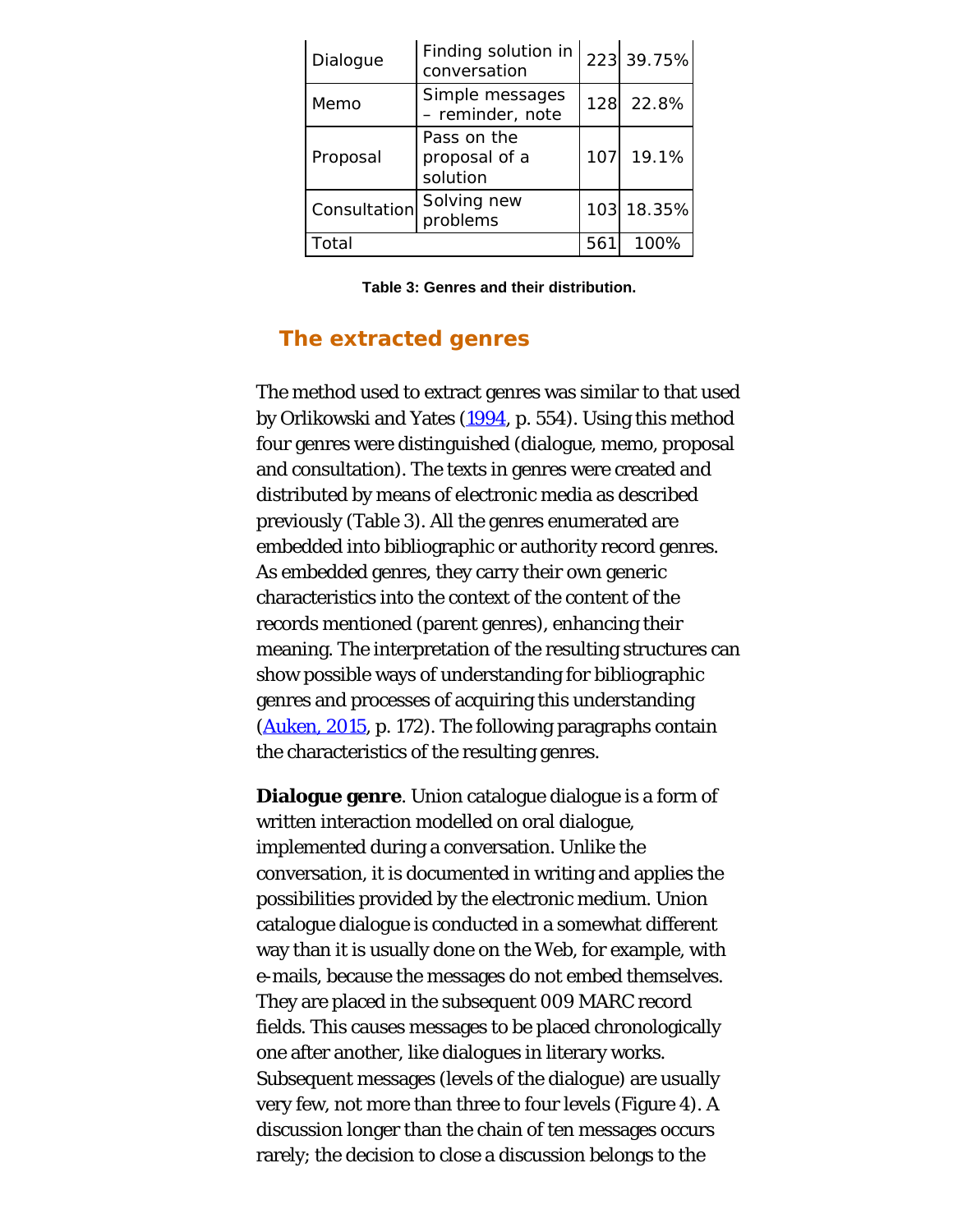| | | | |
|---|---|---|---|
| Dialogue | Finding solution in conversation | 223 | 39.75% |
| Memo | Simple messages – reminder, note | 128 | 22.8% |
| Proposal | Pass on the proposal of a solution | 107 | 19.1% |
| Consultation | Solving new problems | 103 | 18.35% |
| Total | | 561 | 100% |

**Table 3: Genres and their distribution.**

## The extracted genres

The method used to extract genres was similar to that used by Orlikowski and Yates (1994, p. 554). Using this method four genres were distinguished (dialogue, memo, proposal and consultation). The texts in genres were created and distributed by means of electronic media as described previously (Table 3). All the genres enumerated are embedded into bibliographic or authority record genres. As embedded genres, they carry their own generic characteristics into the context of the content of the records mentioned (parent genres), enhancing their meaning. The interpretation of the resulting structures can show possible ways of understanding for bibliographic genres and processes of acquiring this understanding (Auken, 2015, p. 172). The following paragraphs contain the characteristics of the resulting genres.

**Dialogue genre**. Union catalogue dialogue is a form of written interaction modelled on oral dialogue, implemented during a conversation. Unlike the conversation, it is documented in writing and applies the possibilities provided by the electronic medium. Union catalogue dialogue is conducted in a somewhat different way than it is usually done on the Web, for example, with e-mails, because the messages do not embed themselves. They are placed in the subsequent 009 MARC record fields. This causes messages to be placed chronologically one after another, like dialogues in literary works. Subsequent messages (levels of the dialogue) are usually very few, not more than three to four levels (Figure 4). A discussion longer than the chain of ten messages occurs rarely; the decision to close a discussion belongs to the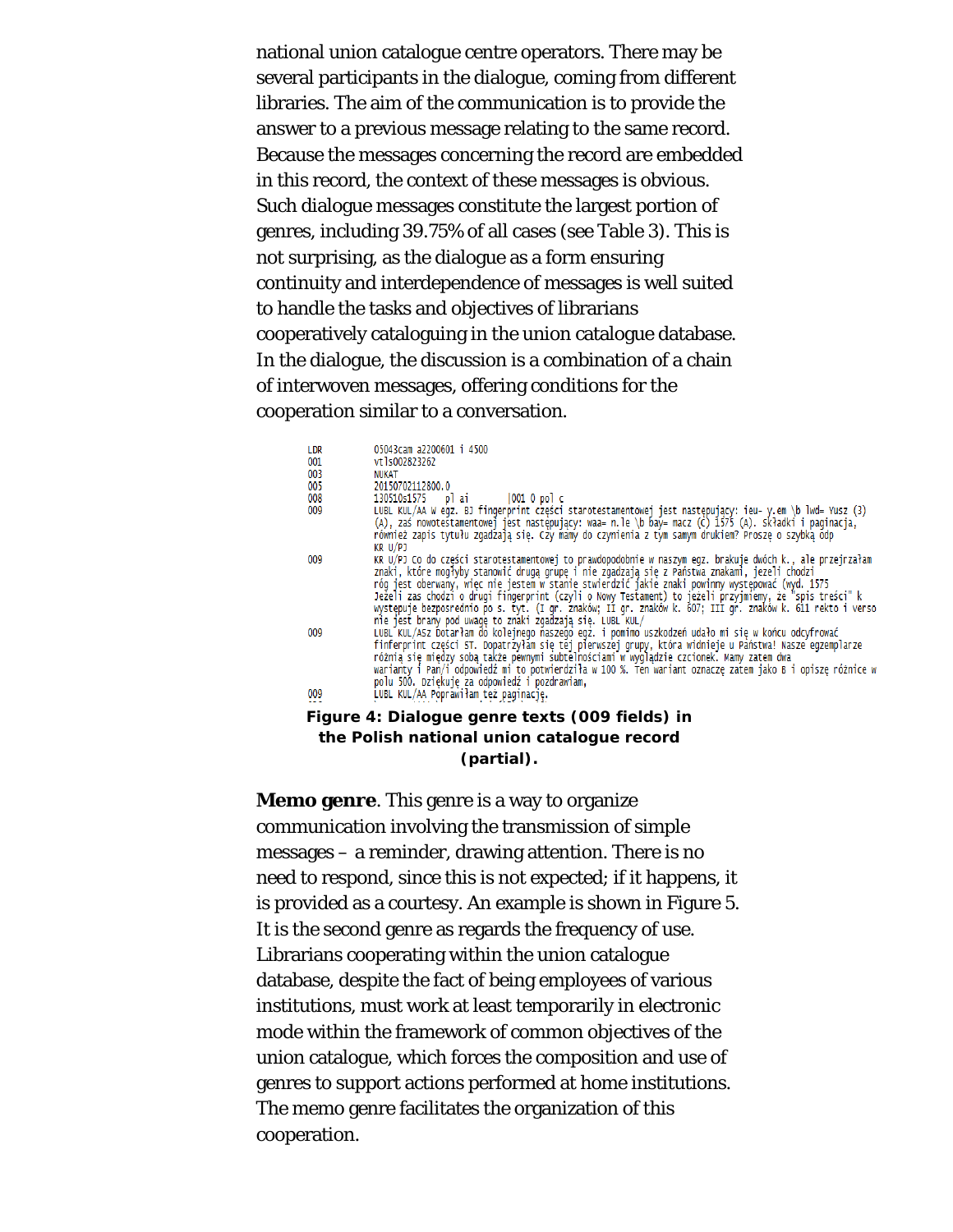national union catalogue centre operators. There may be several participants in the dialogue, coming from different libraries. The aim of the communication is to provide the answer to a previous message relating to the same record. Because the messages concerning the record are embedded in this record, the context of these messages is obvious. Such dialogue messages constitute the largest portion of genres, including 39.75% of all cases (see Table 3). This is not surprising, as the dialogue as a form ensuring continuity and interdependence of messages is well suited to handle the tasks and objectives of librarians cooperatively cataloguing in the union catalogue database. In the dialogue, the discussion is a combination of a chain of interwoven messages, offering conditions for the cooperation similar to a conversation.

```
LDR     05043cam a2200601 i 4500
001     vtls002823262
003     NUKAT
005     20150702112800.0
008     130510s1575    pl ai        |001 0 pol c
009     LUBL KUL/AA W egz. BJ fingerprint części starotestamentowej jest następujący: ieu- y.em \b lwd= Yusz (3)
        (A), zaś nowotestamentowej jest następujący: waa= n.le \b bay= macz (C) 1575 (A). Składki i paginacja,
        również zapis tytułu zgadzają się. Czy mamy do czynienia z tym samym drukiem? Proszę o szybką odp
        KR U/PJ
009     KR U/PJ Co do części starotestamentowej to prawdopodobnie w naszym egz. brakuje dwóch k., ale przejrzałam
        znaki, które mogłyby stanowić drugą grupę i nie zgadzają się z Państwa znakami, jeżeli chodzi
        róg jest oberwany, więc nie jestem w stanie stwierdzić jakie znaki powinny występować (wyd. 1575
        Jeżeli zas chodzi o drugi fingerprint (czyli o Nowy Testament) to jeżeli przyjmiemy, że "spis treści" k
        występuje bezpośrednio po s. tyt. (I gr. znaków; II gr. znaków k. 607; III gr. znaków k. 611 rekto i verso
        nie jest brany pod uwagę to znaki zgadzają się. LUBL KUL/
009     LUBL KUL/ASz Dotarłam do kolejnego naszego egz. i pomimo uszkodzeń udało mi się w końcu odcyfrować
        finferprint części ST. Dopatrzyłam się tej pierwszej grupy, która widnieje u Państwa! Nasze egzemplarze
        różnią się między sobą także pewnymi subtelnościami w wyglądzie czcionek. Mamy zatem dwa
        warianty i Pan/i odpowiedź mi to potwierdziła w 100 %. Ten wariant oznaczę zatem jako B i opiszę różnice w
        polu 500. Dziękuję za odpowiedź i pozdrawiam,
009     LUBL KUL/AA Poprawiłam też paginację.
```

**Figure 4: Dialogue genre texts (009 fields) in the Polish national union catalogue record (partial).**

**Memo genre**. This genre is a way to organize communication involving the transmission of simple messages – a reminder, drawing attention. There is no need to respond, since this is not expected; if it happens, it is provided as a courtesy. An example is shown in Figure 5. It is the second genre as regards the frequency of use. Librarians cooperating within the union catalogue database, despite the fact of being employees of various institutions, must work at least temporarily in electronic mode within the framework of common objectives of the union catalogue, which forces the composition and use of genres to support actions performed at home institutions. The memo genre facilitates the organization of this cooperation.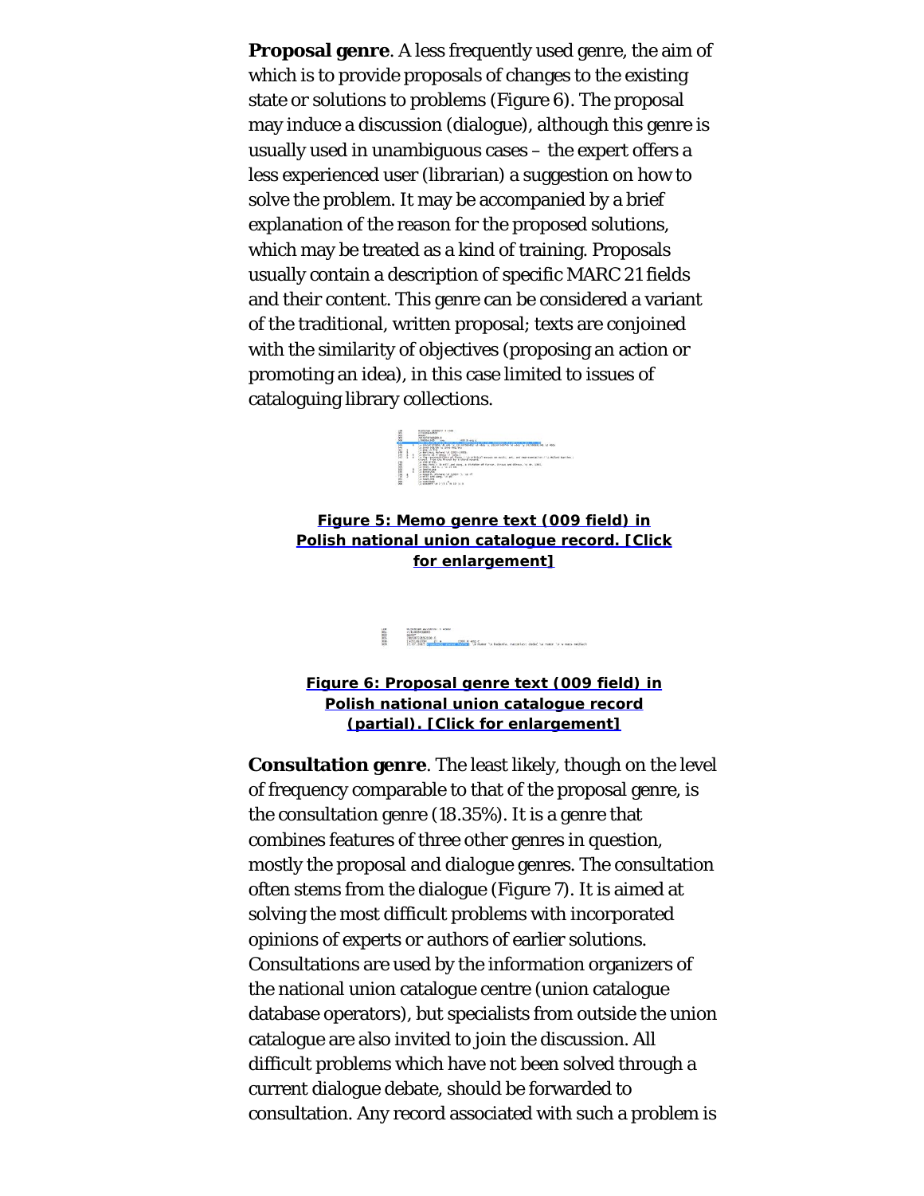**Proposal genre**. A less frequently used genre, the aim of which is to provide proposals of changes to the existing state or solutions to problems (Figure 6). The proposal may induce a discussion (dialogue), although this genre is usually used in unambiguous cases – the expert offers a less experienced user (librarian) a suggestion on how to solve the problem. It may be accompanied by a brief explanation of the reason for the proposed solutions, which may be treated as a kind of training. Proposals usually contain a description of specific MARC 21 fields and their content. This genre can be considered a variant of the traditional, written proposal; texts are conjoined with the similarity of objectives (proposing an action or promoting an idea), in this case limited to issues of cataloguing library collections.

**Figure 5: Memo genre text (009 field) in Polish national union catalogue record. [Click for enlargement]**

**Figure 6: Proposal genre text (009 field) in Polish national union catalogue record (partial). [Click for enlargement]**

**Consultation genre**. The least likely, though on the level of frequency comparable to that of the proposal genre, is the consultation genre (18.35%). It is a genre that combines features of three other genres in question, mostly the proposal and dialogue genres. The consultation often stems from the dialogue (Figure 7). It is aimed at solving the most difficult problems with incorporated opinions of experts or authors of earlier solutions. Consultations are used by the information organizers of the national union catalogue centre (union catalogue database operators), but specialists from outside the union catalogue are also invited to join the discussion. All difficult problems which have not been solved through a current dialogue debate, should be forwarded to consultation. Any record associated with such a problem is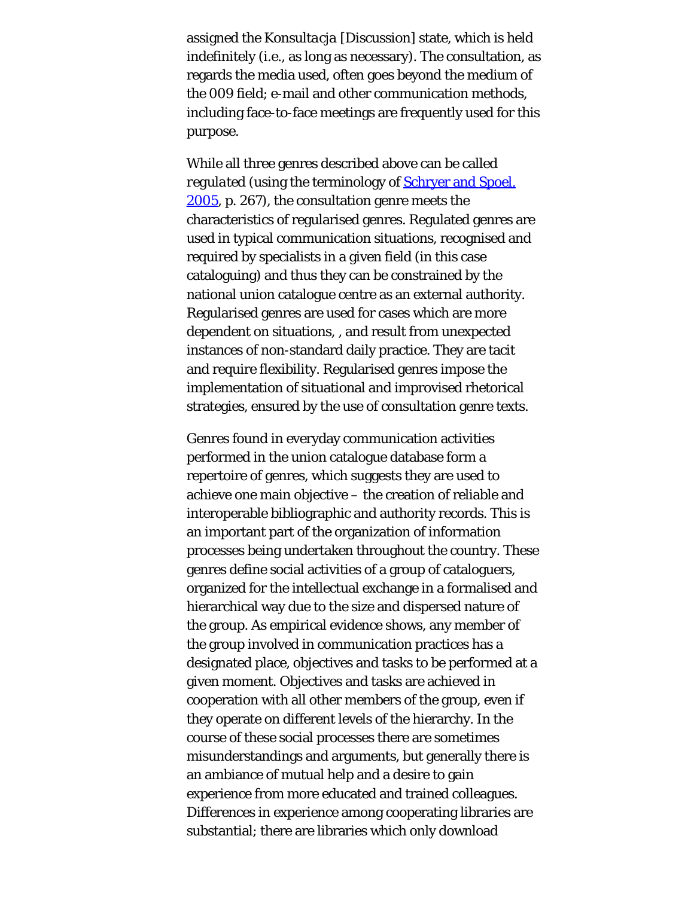assigned the *Konsultacja* [Discussion] state, which is held indefinitely (i.e., as long as necessary). The consultation, as regards the media used, often goes beyond the medium of the 009 field; e-mail and other communication methods, including face-to-face meetings are frequently used for this purpose.

While all three genres described above can be called *regulated* (using the terminology of Schryer and Spoel, 2005, p. 267), the consultation genre meets the characteristics of regularised genres. Regulated genres are used in typical communication situations, recognised and required by specialists in a given field (in this case cataloguing) and thus they can be constrained by the national union catalogue centre as an external authority. Regularised genres are used for cases which are more dependent on situations, , and result from unexpected instances of non-standard daily practice. They are tacit and require flexibility. Regularised genres impose the implementation of situational and improvised rhetorical strategies, ensured by the use of consultation genre texts.

Genres found in everyday communication activities performed in the union catalogue database form a repertoire of genres, which suggests they are used to achieve one main objective – the creation of reliable and interoperable bibliographic and authority records. This is an important part of the organization of information processes being undertaken throughout the country. These genres define social activities of a group of cataloguers, organized for the intellectual exchange in a formalised and hierarchical way due to the size and dispersed nature of the group. As empirical evidence shows, any member of the group involved in communication practices has a designated place, objectives and tasks to be performed at a given moment. Objectives and tasks are achieved in cooperation with all other members of the group, even if they operate on different levels of the hierarchy. In the course of these social processes there are sometimes misunderstandings and arguments, but generally there is an ambiance of mutual help and a desire to gain experience from more educated and trained colleagues. Differences in experience among cooperating libraries are substantial; there are libraries which only download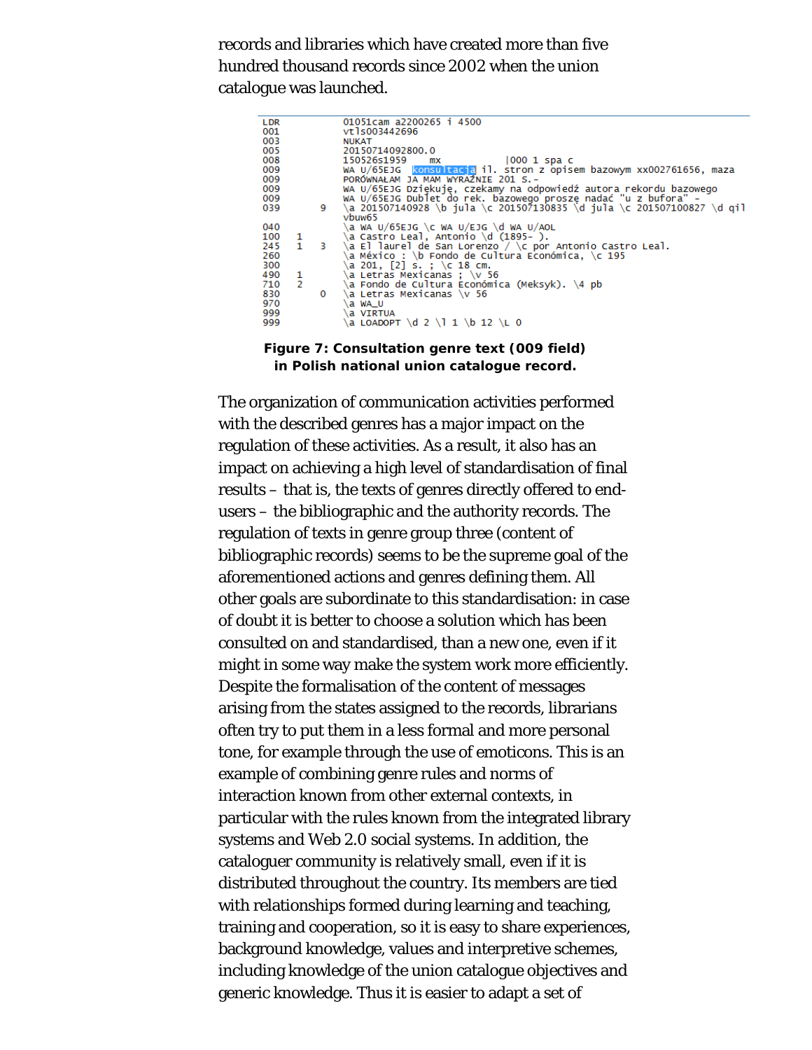records and libraries which have created more than five hundred thousand records since 2002 when the union catalogue was launched.

```
LDR           01051cam a2200265 i 4500
001           vtls003442696
003           NUKAT
005           20150714092800.0
008           150526s1959    mx          |000 1 spa c
009           WA U/65EJG  konsultacja il. stron z opisem bazowym xx002761656, maza
009           PORÓWNAŁAM JA MAM WYRAŹNIE 201 S.-
009           WA U/65EJG Dziękuję, czekamy na odpowiedź autora rekordu bazowego
009           WA U/65EJG Dublet do rek. bazowego proszę nadać "u z bufora" -
039       9   \a 201507140928 \b jula \c 201507130835 \d jula \c 201507100827 \d qil
              vbuw65
040           \a WA U/65EJG \c WA U/EJG \d WA U/AOL
100   1       \a Castro Leal, Antonio \d (1895- ).
245   1   3   \a El laurel de San Lorenzo / \c por Antonio Castro Leal.
260           \a México : \b Fondo de Cultura Económica, \c 195
300           \a 201, [2] s. ; \c 18 cm.
490   1       \a Letras Mexicanas ; \v 56
710   2       \a Fondo de Cultura Económica (Meksyk). \4 pb
830       0   \a Letras Mexicanas \v 56
970           \a WA_U
999           \a VIRTUA
999           \a LOADOPT \d 2 \l 1 \b 12 \L 0
```

**Figure 7: Consultation genre text (009 field) in Polish national union catalogue record.**

The organization of communication activities performed with the described genres has a major impact on the regulation of these activities. As a result, it also has an impact on achieving a high level of standardisation of final results – that is, the texts of genres directly offered to end-users – the bibliographic and the authority records. The regulation of texts in genre group three (content of bibliographic records) seems to be the supreme goal of the aforementioned actions and genres defining them. All other goals are subordinate to this standardisation: in case of doubt it is better to choose a solution which has been consulted on and standardised, than a new one, even if it might in some way make the system work more efficiently. Despite the formalisation of the content of messages arising from the states assigned to the records, librarians often try to put them in a less formal and more personal tone, for example through the use of emoticons. This is an example of combining genre rules and norms of interaction known from other external contexts, in particular with the rules known from the integrated library systems and Web 2.0 social systems. In addition, the cataloguer community is relatively small, even if it is distributed throughout the country. Its members are tied with relationships formed during learning and teaching, training and cooperation, so it is easy to share experiences, background knowledge, values and interpretive schemes, including knowledge of the union catalogue objectives and generic knowledge. Thus it is easier to adapt a set of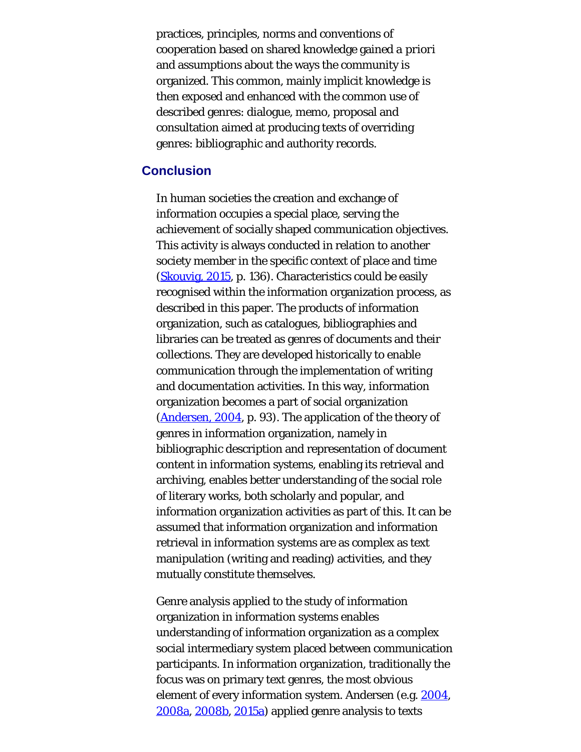practices, principles, norms and conventions of cooperation based on shared knowledge gained a priori and assumptions about the ways the community is organized. This common, mainly implicit knowledge is then exposed and enhanced with the common use of described genres: dialogue, memo, proposal and consultation aimed at producing texts of overriding genres: bibliographic and authority records.

## Conclusion

In human societies the creation and exchange of information occupies a special place, serving the achievement of socially shaped communication objectives. This activity is always conducted in relation to another society member in the specific context of place and time (Skouvig, 2015, p. 136). Characteristics could be easily recognised within the information organization process, as described in this paper. The products of information organization, such as catalogues, bibliographies and libraries can be treated as genres of documents and their collections. They are developed historically to enable communication through the implementation of writing and documentation activities. In this way, information organization becomes a part of social organization (Andersen, 2004, p. 93). The application of the theory of genres in information organization, namely in bibliographic description and representation of document content in information systems, enabling its retrieval and archiving, enables better understanding of the social role of literary works, both scholarly and popular, and information organization activities as part of this. It can be assumed that information organization and information retrieval in information systems are as complex as text manipulation (writing and reading) activities, and they mutually constitute themselves.

Genre analysis applied to the study of information organization in information systems enables understanding of information organization as a complex social intermediary system placed between communication participants. In information organization, traditionally the focus was on primary text genres, the most obvious element of every information system. Andersen (e.g. 2004, 2008a, 2008b, 2015a) applied genre analysis to texts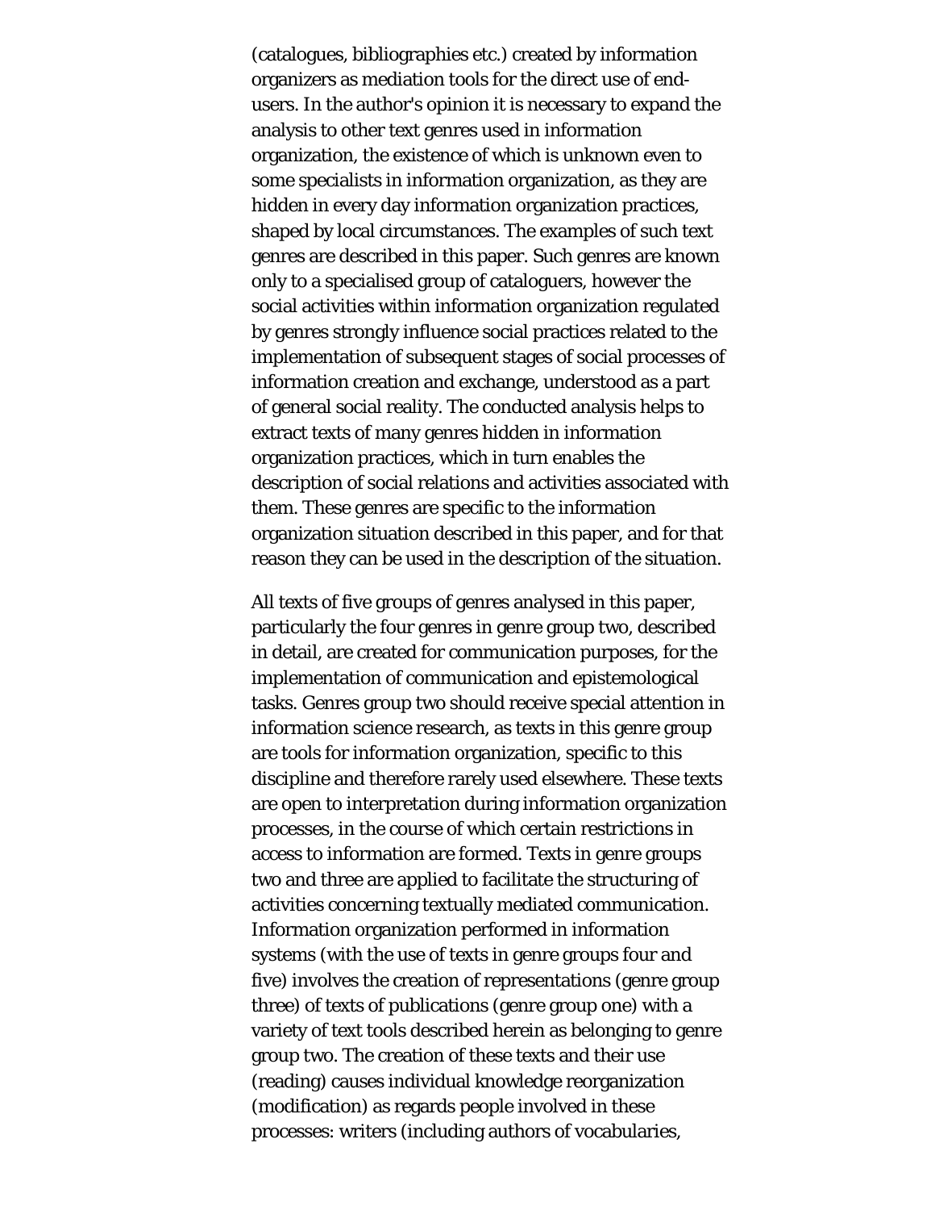(catalogues, bibliographies etc.) created by information organizers as mediation tools for the direct use of end-users. In the author's opinion it is necessary to expand the analysis to other text genres used in information organization, the existence of which is unknown even to some specialists in information organization, as they are hidden in every day information organization practices, shaped by local circumstances. The examples of such text genres are described in this paper. Such genres are known only to a specialised group of cataloguers, however the social activities within information organization regulated by genres strongly influence social practices related to the implementation of subsequent stages of social processes of information creation and exchange, understood as a part of general social reality. The conducted analysis helps to extract texts of many genres hidden in information organization practices, which in turn enables the description of social relations and activities associated with them. These genres are specific to the information organization situation described in this paper, and for that reason they can be used in the description of the situation.

All texts of five groups of genres analysed in this paper, particularly the four genres in genre group two, described in detail, are created for communication purposes, for the implementation of communication and epistemological tasks. Genres group two should receive special attention in information science research, as texts in this genre group are tools for information organization, specific to this discipline and therefore rarely used elsewhere. These texts are open to interpretation during information organization processes, in the course of which certain restrictions in access to information are formed. Texts in genre groups two and three are applied to facilitate the structuring of activities concerning textually mediated communication. Information organization performed in information systems (with the use of texts in genre groups four and five) involves the creation of representations (genre group three) of texts of publications (genre group one) with a variety of text tools described herein as belonging to genre group two. The creation of these texts and their use (reading) causes individual knowledge reorganization (modification) as regards people involved in these processes: writers (including authors of vocabularies,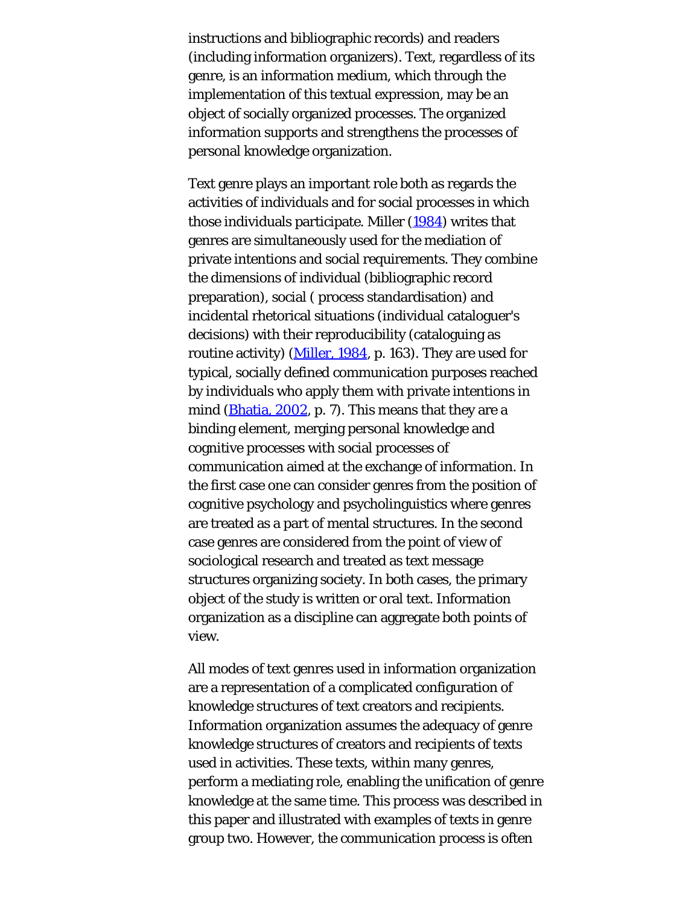instructions and bibliographic records) and readers (including information organizers). Text, regardless of its genre, is an information medium, which through the implementation of this textual expression, may be an object of socially organized processes. The organized information supports and strengthens the processes of personal knowledge organization.

Text genre plays an important role both as regards the activities of individuals and for social processes in which those individuals participate. Miller (1984) writes that genres are simultaneously used for the mediation of private intentions and social requirements. They combine the dimensions of individual (bibliographic record preparation), social ( process standardisation) and incidental rhetorical situations (individual cataloguer's decisions) with their reproducibility (cataloguing as routine activity) (Miller, 1984, p. 163). They are used for typical, socially defined communication purposes reached by individuals who apply them with private intentions in mind (Bhatia, 2002, p. 7). This means that they are a binding element, merging personal knowledge and cognitive processes with social processes of communication aimed at the exchange of information. In the first case one can consider genres from the position of cognitive psychology and psycholinguistics where genres are treated as a part of mental structures. In the second case genres are considered from the point of view of sociological research and treated as text message structures organizing society. In both cases, the primary object of the study is written or oral text. Information organization as a discipline can aggregate both points of view.

All modes of text genres used in information organization are a representation of a complicated configuration of knowledge structures of text creators and recipients. Information organization assumes the adequacy of genre knowledge structures of creators and recipients of texts used in activities. These texts, within many genres, perform a mediating role, enabling the unification of genre knowledge at the same time. This process was described in this paper and illustrated with examples of texts in genre group two. However, the communication process is often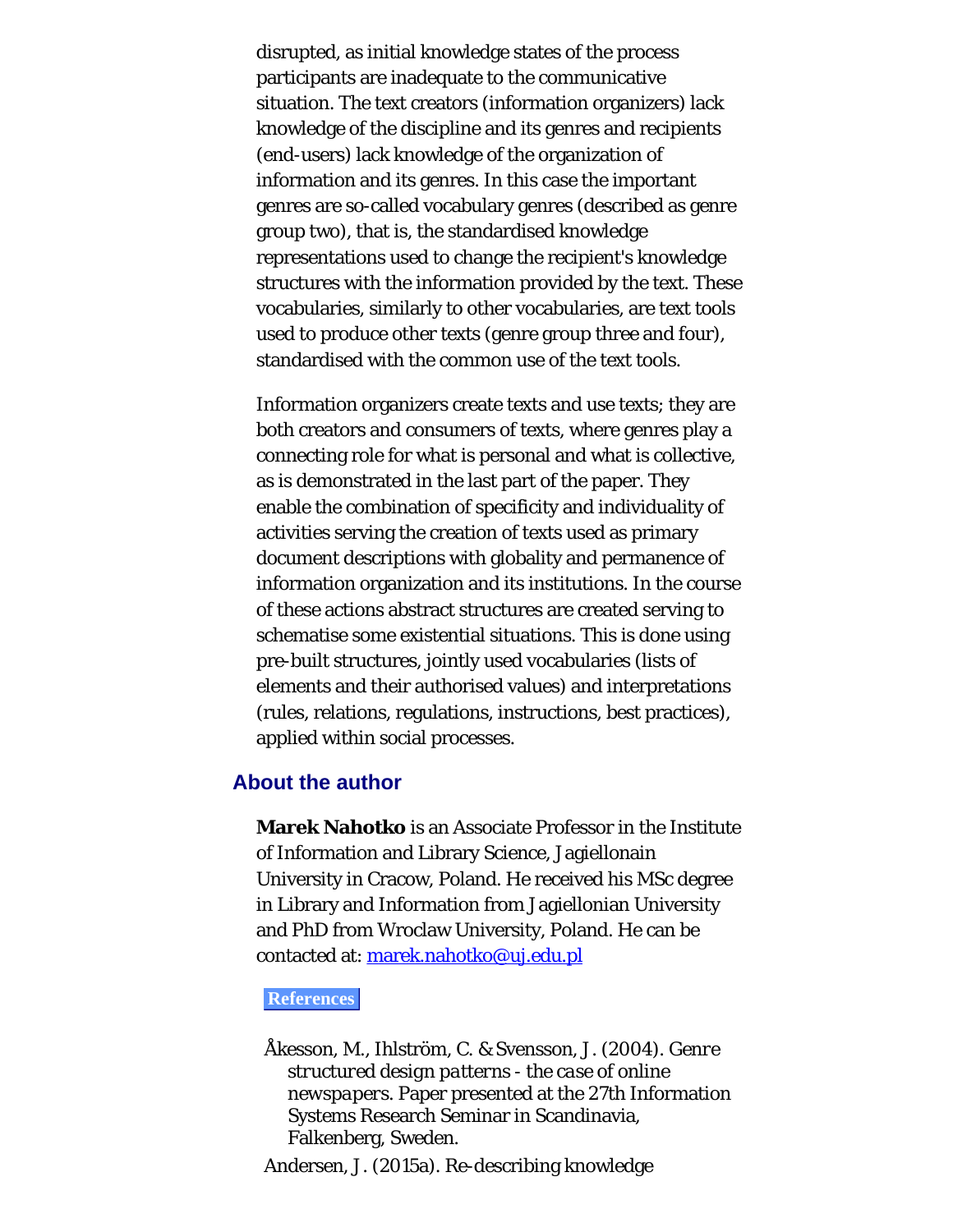disrupted, as initial knowledge states of the process participants are inadequate to the communicative situation. The text creators (information organizers) lack knowledge of the discipline and its genres and recipients (end-users) lack knowledge of the organization of information and its genres. In this case the important genres are so-called vocabulary genres (described as genre group two), that is, the standardised knowledge representations used to change the recipient's knowledge structures with the information provided by the text. These vocabularies, similarly to other vocabularies, are text tools used to produce other texts (genre group three and four), standardised with the common use of the text tools.

Information organizers create texts and use texts; they are both creators and consumers of texts, where genres play a connecting role for what is personal and what is collective, as is demonstrated in the last part of the paper. They enable the combination of specificity and individuality of activities serving the creation of texts used as primary document descriptions with globality and permanence of information organization and its institutions. In the course of these actions abstract structures are created serving to schematise some existential situations. This is done using pre-built structures, jointly used vocabularies (lists of elements and their authorised values) and interpretations (rules, relations, regulations, instructions, best practices), applied within social processes.

## About the author

**Marek Nahotko** is an Associate Professor in the Institute of Information and Library Science, Jagiellonain University in Cracow, Poland. He received his MSc degree in Library and Information from Jagiellonian University and PhD from Wroclaw University, Poland. He can be contacted at: marek.nahotko@uj.edu.pl

**References**

Åkesson, M., Ihlström, C. & Svensson, J. (2004). *Genre structured design patterns - the case of online newspapers*. Paper presented at the 27th Information Systems Research Seminar in Scandinavia, Falkenberg, Sweden.

Andersen, J. (2015a). Re-describing knowledge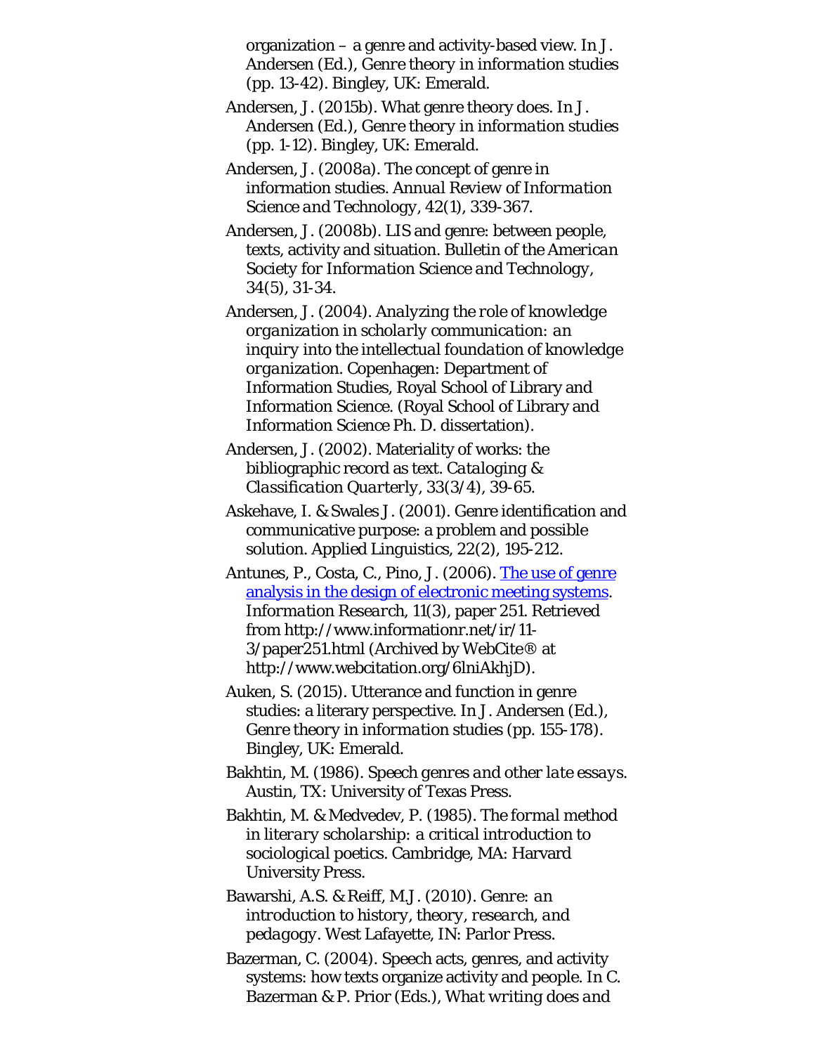organization – a genre and activity-based view. In J. Andersen (Ed.), *Genre theory in information studies* (pp. 13-42). Bingley, UK: Emerald.

Andersen, J. (2015b). What genre theory does. In J. Andersen (Ed.), *Genre theory in information studies* (pp. 1-12). Bingley, UK: Emerald.

Andersen, J. (2008a). The concept of genre in information studies. *Annual Review of Information Science and Technology, 42*(1), 339-367.

Andersen, J. (2008b). LIS and genre: between people, texts, activity and situation. *Bulletin of the American Society for Information Science and Technology, 34*(5), 31-34.

Andersen, J. (2004). *Analyzing the role of knowledge organization in scholarly communication: an inquiry into the intellectual foundation of knowledge organization.* Copenhagen: Department of Information Studies, Royal School of Library and Information Science. (Royal School of Library and Information Science Ph. D. dissertation).

Andersen, J. (2002). Materiality of works: the bibliographic record as text. *Cataloging & Classification Quarterly, 33*(3/4), 39-65.

Askehave, I. & Swales J. (2001). Genre identification and communicative purpose: a problem and possible solution. Applied Linguistics, 22(2), 195-212.

Antunes, P., Costa, C., Pino, J. (2006). [The use of genre analysis in the design of electronic meeting systems](http://www.informationr.net/ir/11-3/paper251.html). *Information Research, 11*(3), paper 251. Retrieved from http://www.informationr.net/ir/11-3/paper251.html (Archived by WebCite® at http://www.webcitation.org/6lniAkhjD).

Auken, S. (2015). Utterance and function in genre studies: a literary perspective. In J. Andersen (Ed.), *Genre theory in information studies* (pp. 155-178). Bingley, UK: Emerald.

Bakhtin, M. (1986). *Speech genres and other late essays.* Austin, TX: University of Texas Press.

Bakhtin, M. & Medvedev, P. (1985). *The formal method in literary scholarship: a critical introduction to sociological poetics.* Cambridge, MA: Harvard University Press.

Bawarshi, A.S. & Reiff, M,J. (2010). *Genre: an introduction to history, theory, research, and pedagogy.* West Lafayette, IN: Parlor Press.

Bazerman, C. (2004). Speech acts, genres, and activity systems: how texts organize activity and people. In C. Bazerman & P. Prior (Eds.), *What writing does and*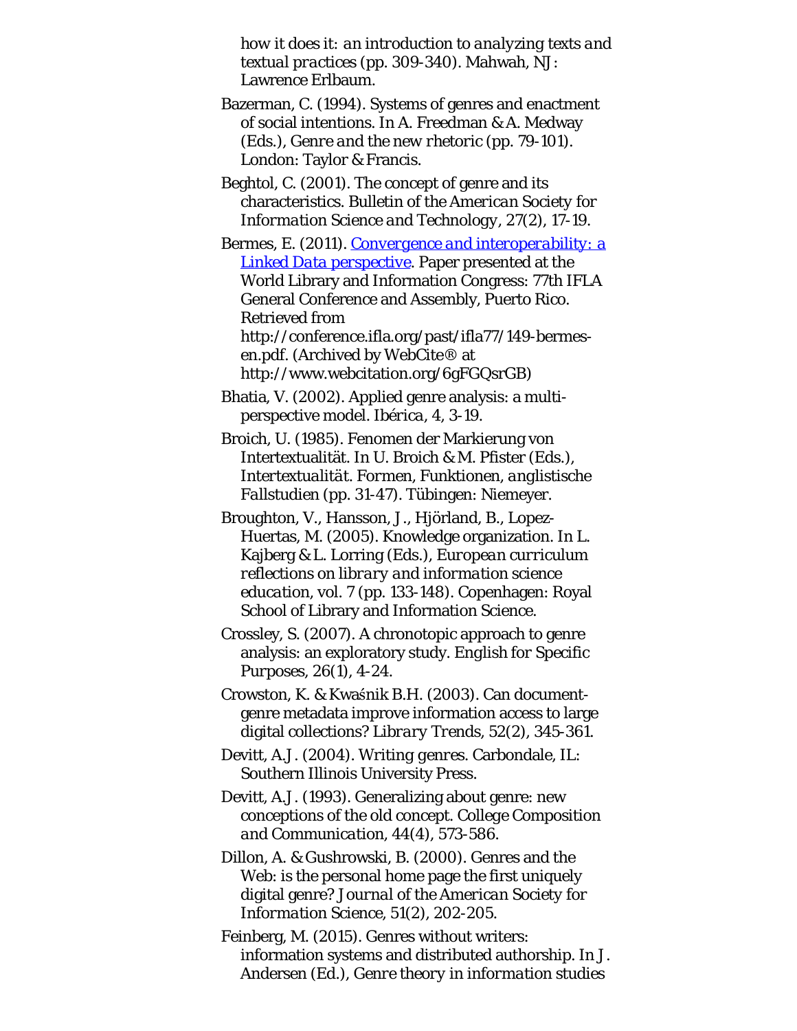*how it does it: an introduction to analyzing texts and textual practices* (pp. 309-340). Mahwah, NJ: Lawrence Erlbaum.

Bazerman, C. (1994). Systems of genres and enactment of social intentions. In A. Freedman & A. Medway (Eds.), *Genre and the new rhetoric* (pp. 79-101). London: Taylor & Francis.

Beghtol, C. (2001). The concept of genre and its characteristics. *Bulletin of the American Society for Information Science and Technology, 27*(2), 17-19.

Bermes, E. (2011). [*Convergence and interoperability: a Linked Data perspective*](http://conference.ifla.org/past/ifla77/149-bermes-en.pdf). Paper presented at the World Library and Information Congress: 77th IFLA General Conference and Assembly, Puerto Rico. Retrieved from http://conference.ifla.org/past/ifla77/149-bermes-en.pdf. (Archived by WebCite® at http://www.webcitation.org/6gFGQsrGB)

Bhatia, V. (2002). Applied genre analysis: a multi-perspective model. *Ibérica, 4*, 3-19.

Broich, U. (1985). Fenomen der Markierung von Intertextualität. In U. Broich & M. Pfister (Eds.), *Intertextualität. Formen, Funktionen, anglistische Fallstudien* (pp. 31-47). Tübingen: Niemeyer.

Broughton, V., Hansson, J., Hjörland, B., Lopez-Huertas, M. (2005). Knowledge organization. In L. Kajberg & L. Lorring (Eds.), *European curriculum reflections on library and information science education*, vol. 7 (pp. 133-148). Copenhagen: Royal School of Library and Information Science.

Crossley, S. (2007). A chronotopic approach to genre analysis: an exploratory study. *English for Specific Purposes, 26*(1), 4-24.

Crowston, K. & Kwaśnik B.H. (2003). Can document-genre metadata improve information access to large digital collections? *Library Trends, 52*(2), 345-361.

Devitt, A.J. (2004). *Writing genres*. Carbondale, IL: Southern Illinois University Press.

Devitt, A.J. (1993). Generalizing about genre: new conceptions of the old concept. *College Composition and Communication, 44*(4), 573-586.

Dillon, A. & Gushrowski, B. (2000). Genres and the Web: is the personal home page the first uniquely digital genre? *Journal of the American Society for Information Science, 51*(2), 202-205.

Feinberg, M. (2015). Genres without writers: information systems and distributed authorship. In J. Andersen (Ed.), *Genre theory in information studies*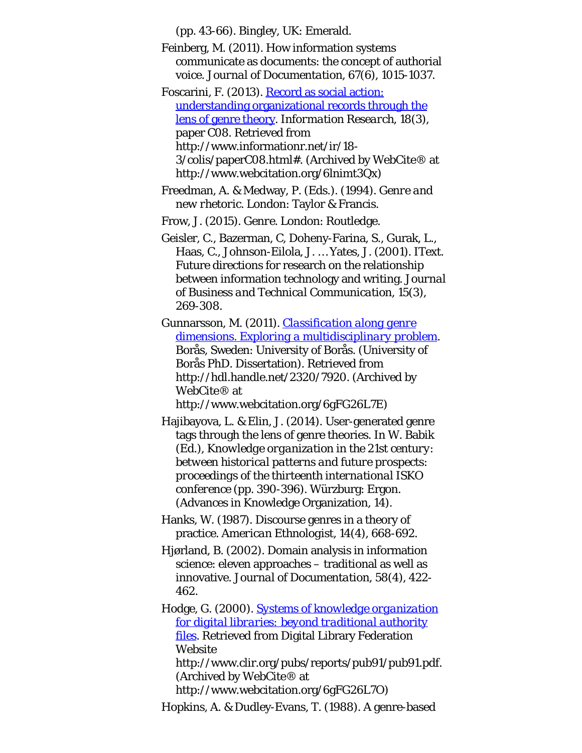(pp. 43-66). Bingley, UK: Emerald.

Feinberg, M. (2011). How information systems communicate as documents: the concept of authorial voice. *Journal of Documentation*, 67(6), 1015-1037.

Foscarini, F. (2013). [Record as social action: understanding organizational records through the lens of genre theory](http://www.informationr.net/ir/18-3/colis/paperC08.html). *Information Research*, 18(3), paper C08. Retrieved from http://www.informationr.net/ir/18-3/colis/paperC08.html#. (Archived by WebCite® at http://www.webcitation.org/6lnimt3Qx)

Freedman, A. & Medway, P. (Eds.). (1994). *Genre and new rhetoric*. London: Taylor & Francis.

Frow, J. (2015). *Genre*. London: Routledge.

Geisler, C., Bazerman, C, Doheny-Farina, S., Gurak, L., Haas, C., Johnson-Eilola, J. … Yates, J. (2001). IText. Future directions for research on the relationship between information technology and writing. *Journal of Business and Technical Communication*, 15(3), 269-308.

Gunnarsson, M. (2011). [*Classification along genre dimensions. Exploring a multidisciplinary problem*](http://hdl.handle.net/2320/7920). Borås, Sweden: University of Borås. (University of Borås PhD. Dissertation). Retrieved from http://hdl.handle.net/2320/7920. (Archived by WebCite® at http://www.webcitation.org/6gFG26L7E)

Hajibayova, L. & Elin, J. (2014). User-generated genre tags through the lens of genre theories. In W. Babik (Ed.), *Knowledge organization in the 21st century: between historical patterns and future prospects: proceedings of the thirteenth international ISKO conference* (pp. 390-396). Würzburg: Ergon. (Advances in Knowledge Organization, 14).

Hanks, W. (1987). Discourse genres in a theory of practice. *American Ethnologist*, 14(4), 668-692.

Hjørland, B. (2002). Domain analysis in information science: eleven approaches – traditional as well as innovative. *Journal of Documentation*, 58(4), 422-462.

Hodge, G. (2000). [*Systems of knowledge organization for digital libraries: beyond traditional authority files*](http://www.clir.org/pubs/reports/pub91/pub91.pdf). Retrieved from Digital Library Federation Website http://www.clir.org/pubs/reports/pub91/pub91.pdf. (Archived by WebCite® at http://www.webcitation.org/6gFG26L7O)

Hopkins, A. & Dudley-Evans, T. (1988). A genre-based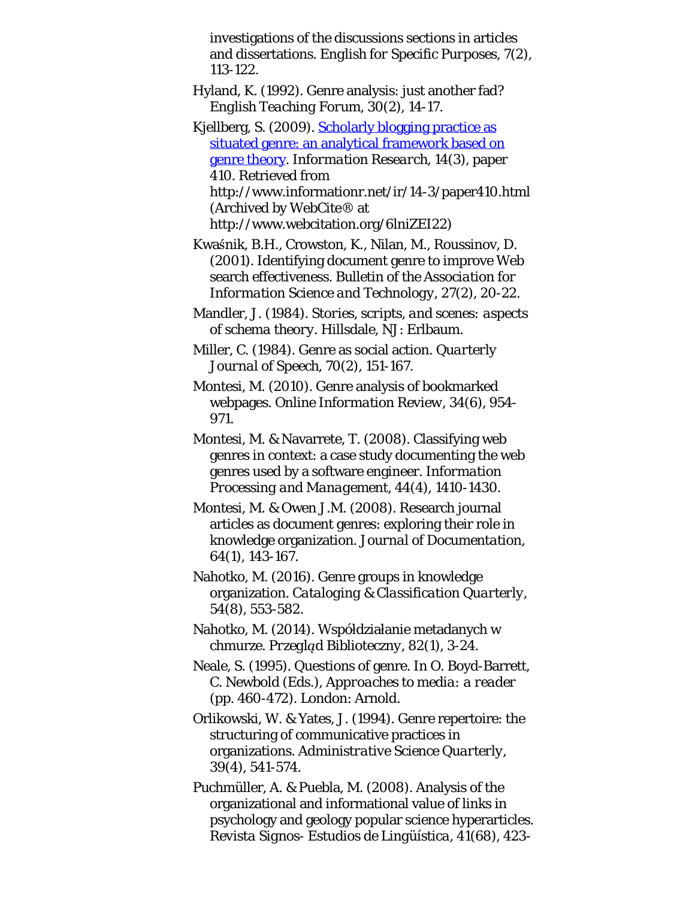investigations of the discussions sections in articles and dissertations. English for Specific Purposes, 7(2), 113-122.

Hyland, K. (1992). Genre analysis: just another fad? *English Teaching Forum*, 30(2), 14-17.

Kjellberg, S. (2009). [Scholarly blogging practice as situated genre: an analytical framework based on genre theory](http://www.informationr.net/ir/14-3/paper410.html). *Information Research*, 14(3), paper 410. Retrieved from http://www.informationr.net/ir/14-3/paper410.html (Archived by WebCite® at http://www.webcitation.org/6lniZEI22)

Kwaśnik, B.H., Crowston, K., Nilan, M., Roussinov, D. (2001). Identifying document genre to improve Web search effectiveness. *Bulletin of the Association for Information Science and Technology*, 27(2), 20-22.

Mandler, J. (1984). *Stories, scripts, and scenes: aspects of schema theory*. Hillsdale, NJ: Erlbaum.

Miller, C. (1984). Genre as social action. *Quarterly Journal of Speech*, 70(2), 151-167.

Montesi, M. (2010). Genre analysis of bookmarked webpages. *Online Information Review*, 34(6), 954-971.

Montesi, M. & Navarrete, T. (2008). Classifying web genres in context: a case study documenting the web genres used by a software engineer. *Information Processing and Management*, 44(4), 1410-1430.

Montesi, M. & Owen J.M. (2008). Research journal articles as document genres: exploring their role in knowledge organization. *Journal of Documentation*, 64(1), 143-167.

Nahotko, M. (2016). Genre groups in knowledge organization. *Cataloging & Classification Quarterly*, 54(8), 553-582.

Nahotko, M. (2014). Współdziałanie metadanych w chmurze. *Przegląd Biblioteczny*, 82(1), 3-24.

Neale, S. (1995). Questions of genre. In O. Boyd-Barrett, C. Newbold (Eds.), *Approaches to media: a reader* (pp. 460-472). London: Arnold.

Orlikowski, W. & Yates, J. (1994). Genre repertoire: the structuring of communicative practices in organizations. *Administrative Science Quarterly*, 39(4), 541-574.

Puchmüller, A. & Puebla, M. (2008). Analysis of the organizational and informational value of links in psychology and geology popular science hyperarticles. Revista Signos- Estudios de Lingüística, 41(68), 423-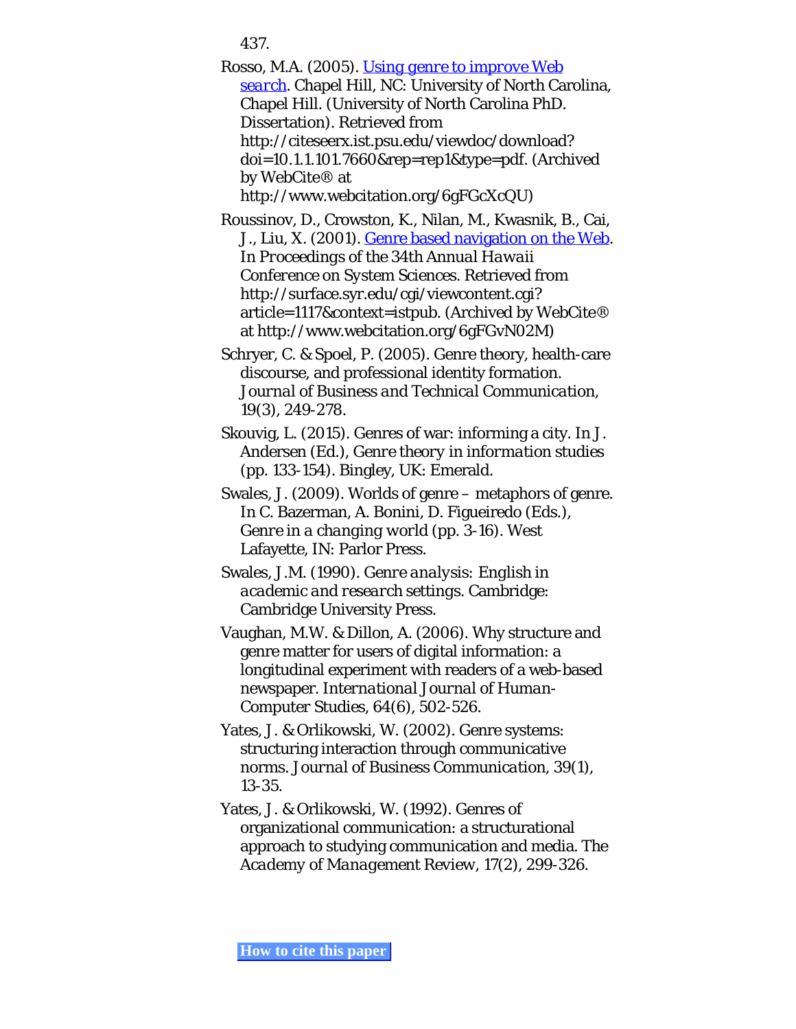437.

Rosso, M.A. (2005). [Using genre to improve Web search](). Chapel Hill, NC: University of North Carolina, Chapel Hill. (University of North Carolina PhD. Dissertation). Retrieved from http://citeseerx.ist.psu.edu/viewdoc/download?doi=10.1.1.101.7660&rep=rep1&type=pdf. (Archived by WebCite® at http://www.webcitation.org/6gFGcXcQU)

Roussinov, D., Crowston, K., Nilan, M., Kwasnik, B., Cai, J., Liu, X. (2001). [Genre based navigation on the Web](). In *Proceedings of the 34th Annual Hawaii Conference on System Sciences*. Retrieved from http://surface.syr.edu/cgi/viewcontent.cgi?article=1117&context=istpub. (Archived by WebCite® at http://www.webcitation.org/6gFGvN02M)

Schryer, C. & Spoel, P. (2005). Genre theory, health-care discourse, and professional identity formation. *Journal of Business and Technical Communication*, 19(3), 249-278.

Skouvig, L. (2015). Genres of war: informing a city. In J. Andersen (Ed.), *Genre theory in information studies* (pp. 133-154). Bingley, UK: Emerald.

Swales, J. (2009). Worlds of genre – metaphors of genre. In C. Bazerman, A. Bonini, D. Figueiredo (Eds.), *Genre in a changing world* (pp. 3-16). West Lafayette, IN: Parlor Press.

Swales, J.M. (1990). *Genre analysis: English in academic and research settings*. Cambridge: Cambridge University Press.

Vaughan, M.W. & Dillon, A. (2006). Why structure and genre matter for users of digital information: a longitudinal experiment with readers of a web-based newspaper. *International Journal of Human-Computer Studies*, 64(6), 502-526.

Yates, J. & Orlikowski, W. (2002). Genre systems: structuring interaction through communicative norms. *Journal of Business Communication*, 39(1), 13-35.

Yates, J. & Orlikowski, W. (1992). Genres of organizational communication: a structurational approach to studying communication and media. *The Academy of Management Review*, 17(2), 299-326.

**How to cite this paper**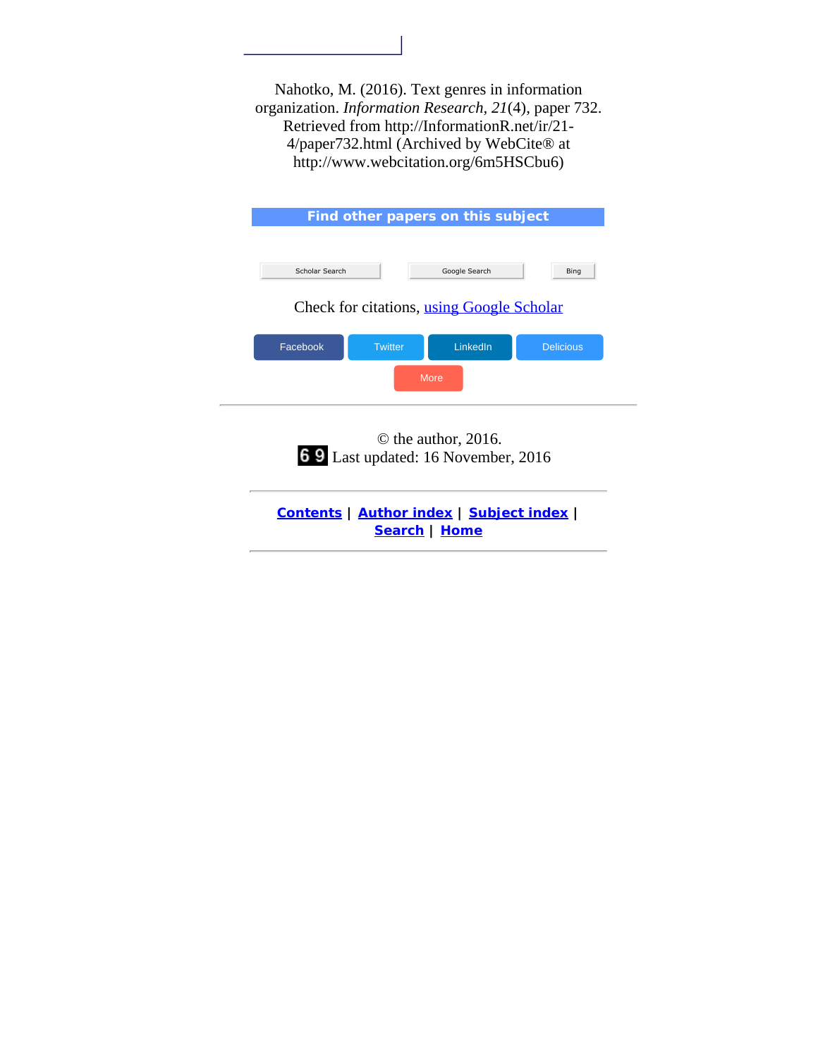Nahotko, M. (2016). Text genres in information organization. *Information Research*, *21*(4), paper 732. Retrieved from http://InformationR.net/ir/21-4/paper732.html (Archived by WebCite® at http://www.webcitation.org/6m5HSCbu6)

**Find other papers on this subject**

Scholar Search | Google Search | Bing

Check for citations, using Google Scholar

Facebook | Twitter | LinkedIn | Delicious | More

---

© the author, 2016.
69 Last updated: 16 November, 2016

---

**Contents** | **Author index** | **Subject index** | **Search** | **Home**

---